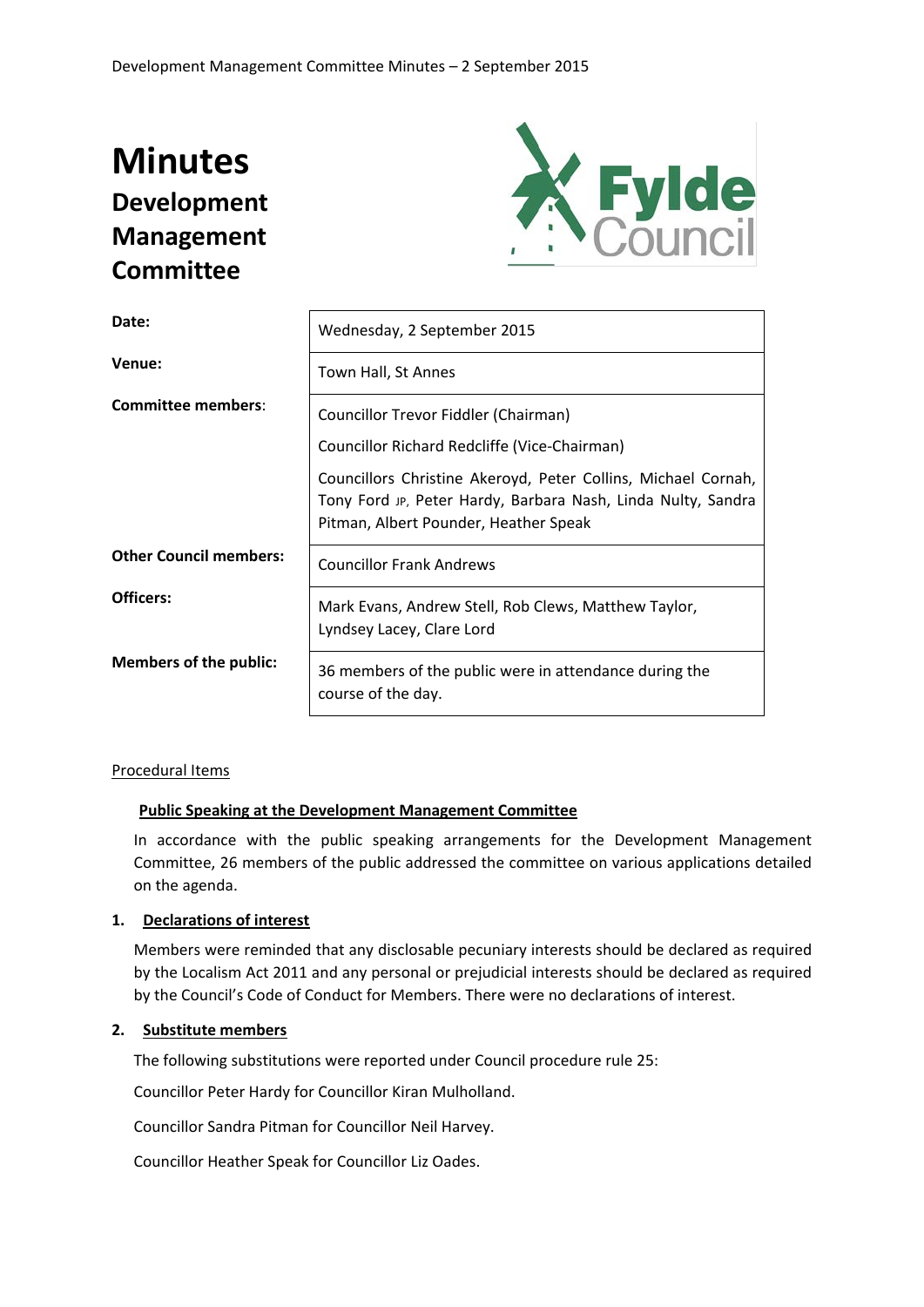# Minutes

## Development Management Committee

| | |
|---|---|
| **Date:** | Wednesday, 2 September 2015 |
| **Venue:** | Town Hall, St Annes |
| **Committee members:** | Councillor Trevor Fiddler (Chairman)<br>Councillor Richard Redcliffe (Vice-Chairman)<br>Councillors Christine Akeroyd, Peter Collins, Michael Cornah, Tony Ford JP, Peter Hardy, Barbara Nash, Linda Nulty, Sandra Pitman, Albert Pounder, Heather Speak |
| **Other Council members:** | Councillor Frank Andrews |
| **Officers:** | Mark Evans, Andrew Stell, Rob Clews, Matthew Taylor, Lyndsey Lacey, Clare Lord |
| **Members of the public:** | 36 members of the public were in attendance during the course of the day. |

Procedural Items

**Public Speaking at the Development Management Committee**

In accordance with the public speaking arrangements for the Development Management Committee, 26 members of the public addressed the committee on various applications detailed on the agenda.

**1. Declarations of interest**

Members were reminded that any disclosable pecuniary interests should be declared as required by the Localism Act 2011 and any personal or prejudicial interests should be declared as required by the Council's Code of Conduct for Members. There were no declarations of interest.

**2. Substitute members**

The following substitutions were reported under Council procedure rule 25:

Councillor Peter Hardy for Councillor Kiran Mulholland.

Councillor Sandra Pitman for Councillor Neil Harvey.

Councillor Heather Speak for Councillor Liz Oades.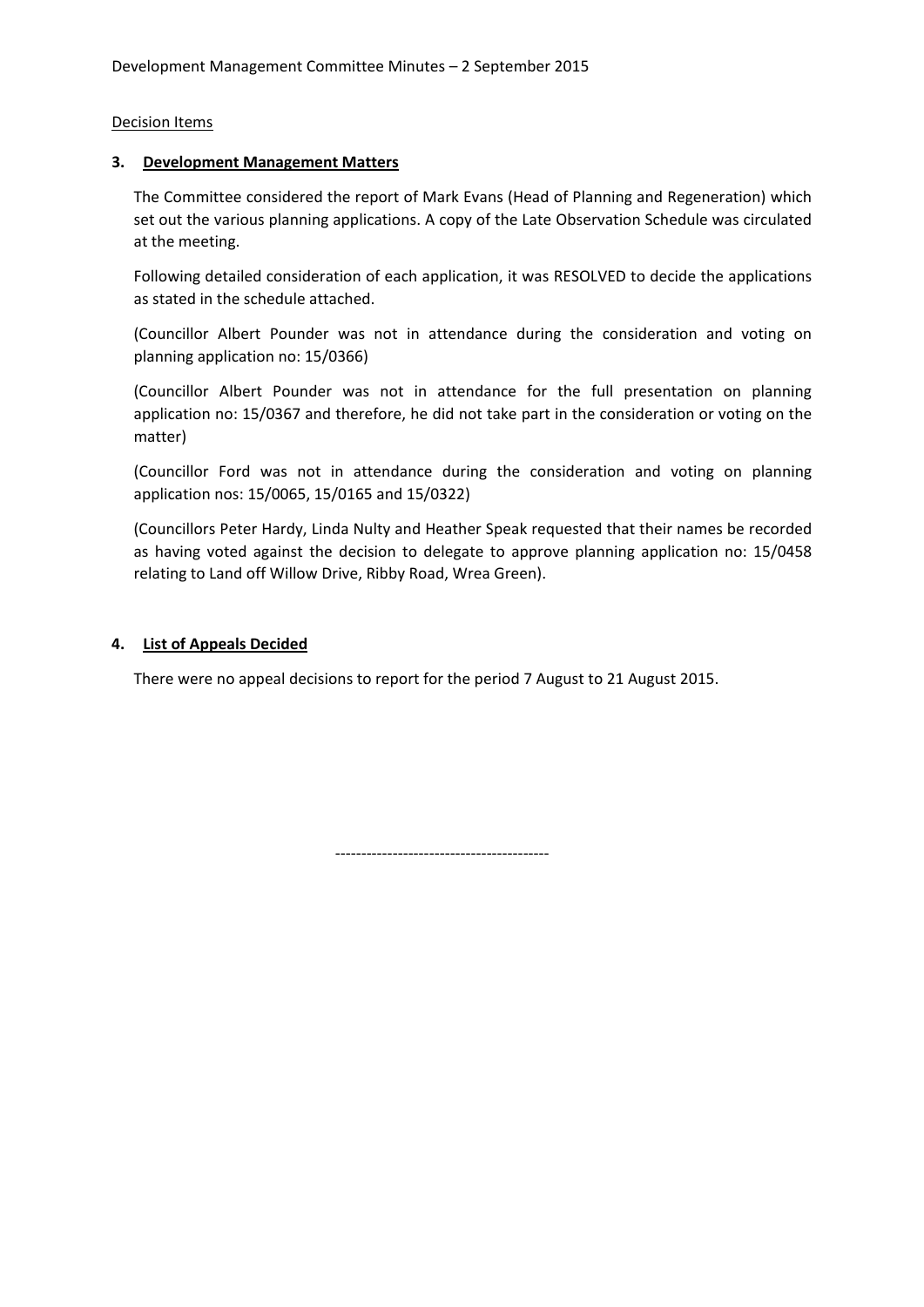Decision Items

## 3. Development Management Matters

The Committee considered the report of Mark Evans (Head of Planning and Regeneration) which set out the various planning applications. A copy of the Late Observation Schedule was circulated at the meeting.

Following detailed consideration of each application, it was RESOLVED to decide the applications as stated in the schedule attached.

(Councillor Albert Pounder was not in attendance during the consideration and voting on planning application no: 15/0366)

(Councillor Albert Pounder was not in attendance for the full presentation on planning application no: 15/0367 and therefore, he did not take part in the consideration or voting on the matter)

(Councillor Ford was not in attendance during the consideration and voting on planning application nos: 15/0065, 15/0165 and 15/0322)

(Councillors Peter Hardy, Linda Nulty and Heather Speak requested that their names be recorded as having voted against the decision to delegate to approve planning application no: 15/0458 relating to Land off Willow Drive, Ribby Road, Wrea Green).

## 4. List of Appeals Decided

There were no appeal decisions to report for the period 7 August to 21 August 2015.

-----------------------------------------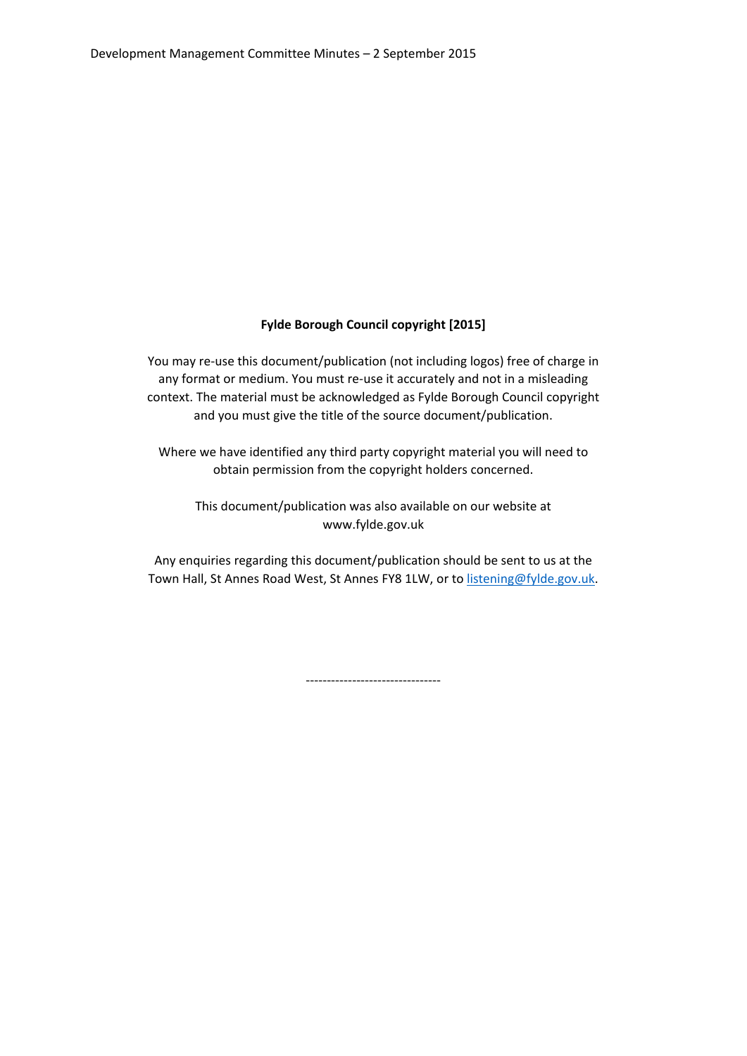**Fylde Borough Council copyright [2015]**

You may re-use this document/publication (not including logos) free of charge in any format or medium. You must re-use it accurately and not in a misleading context. The material must be acknowledged as Fylde Borough Council copyright and you must give the title of the source document/publication.

Where we have identified any third party copyright material you will need to obtain permission from the copyright holders concerned.

This document/publication was also available on our website at www.fylde.gov.uk

Any enquiries regarding this document/publication should be sent to us at the Town Hall, St Annes Road West, St Annes FY8 1LW, or to listening@fylde.gov.uk.

--------------------------------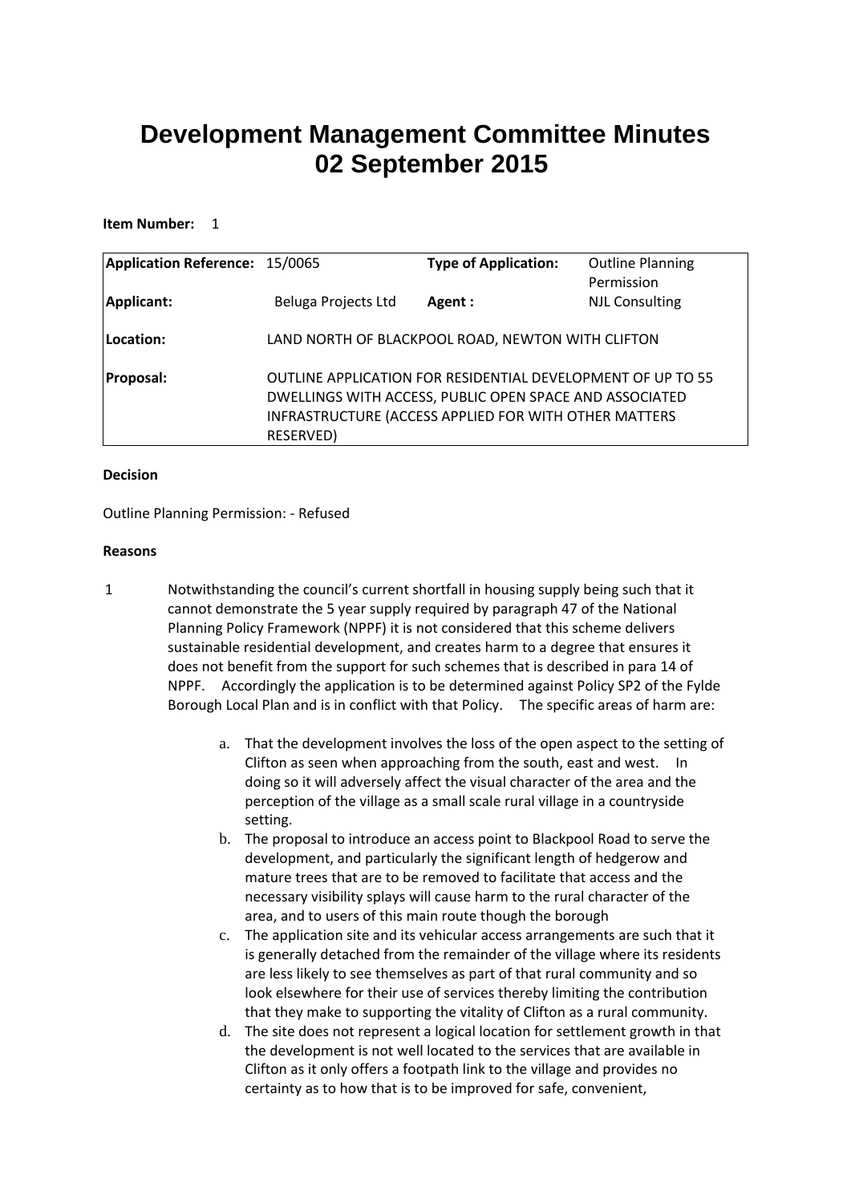# Development Management Committee Minutes
# 02 September 2015

**Item Number:** 1

| **Application Reference:** | 15/0065 | **Type of Application:** | Outline Planning Permission |
|---|---|---|---|
| **Applicant:** | Beluga Projects Ltd | **Agent :** | NJL Consulting |
| **Location:** | LAND NORTH OF BLACKPOOL ROAD, NEWTON WITH CLIFTON | | |
| **Proposal:** | OUTLINE APPLICATION FOR RESIDENTIAL DEVELOPMENT OF UP TO 55 DWELLINGS WITH ACCESS, PUBLIC OPEN SPACE AND ASSOCIATED INFRASTRUCTURE (ACCESS APPLIED FOR WITH OTHER MATTERS RESERVED) | | |

**Decision**

Outline Planning Permission: - Refused

**Reasons**

1 Notwithstanding the council's current shortfall in housing supply being such that it cannot demonstrate the 5 year supply required by paragraph 47 of the National Planning Policy Framework (NPPF) it is not considered that this scheme delivers sustainable residential development, and creates harm to a degree that ensures it does not benefit from the support for such schemes that is described in para 14 of NPPF. Accordingly the application is to be determined against Policy SP2 of the Fylde Borough Local Plan and is in conflict with that Policy. The specific areas of harm are:

a. That the development involves the loss of the open aspect to the setting of Clifton as seen when approaching from the south, east and west. In doing so it will adversely affect the visual character of the area and the perception of the village as a small scale rural village in a countryside setting.
b. The proposal to introduce an access point to Blackpool Road to serve the development, and particularly the significant length of hedgerow and mature trees that are to be removed to facilitate that access and the necessary visibility splays will cause harm to the rural character of the area, and to users of this main route though the borough
c. The application site and its vehicular access arrangements are such that it is generally detached from the remainder of the village where its residents are less likely to see themselves as part of that rural community and so look elsewhere for their use of services thereby limiting the contribution that they make to supporting the vitality of Clifton as a rural community.
d. The site does not represent a logical location for settlement growth in that the development is not well located to the services that are available in Clifton as it only offers a footpath link to the village and provides no certainty as to how that is to be improved for safe, convenient,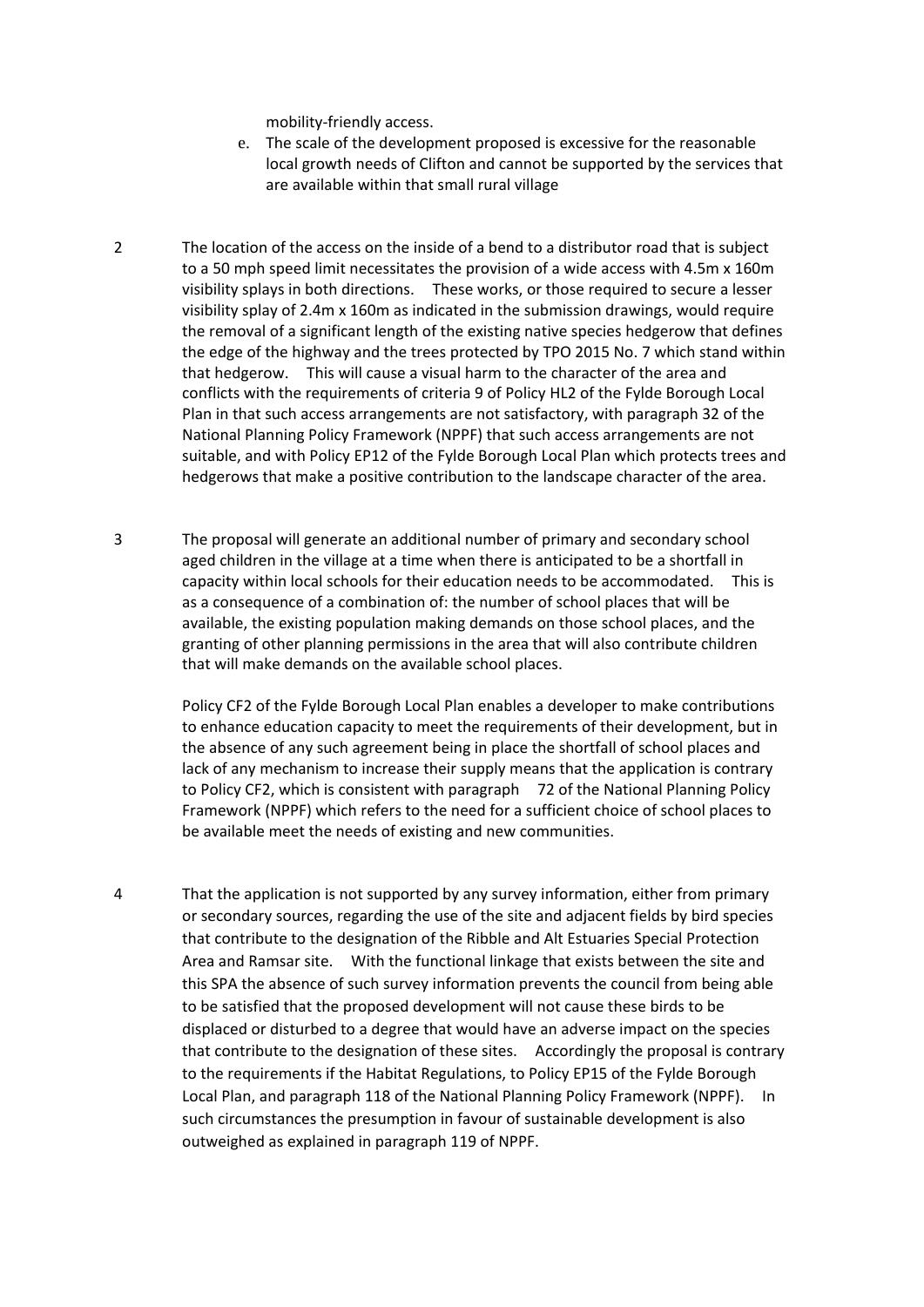mobility-friendly access.

e. The scale of the development proposed is excessive for the reasonable local growth needs of Clifton and cannot be supported by the services that are available within that small rural village

2 The location of the access on the inside of a bend to a distributor road that is subject to a 50 mph speed limit necessitates the provision of a wide access with 4.5m x 160m visibility splays in both directions. These works, or those required to secure a lesser visibility splay of 2.4m x 160m as indicated in the submission drawings, would require the removal of a significant length of the existing native species hedgerow that defines the edge of the highway and the trees protected by TPO 2015 No. 7 which stand within that hedgerow. This will cause a visual harm to the character of the area and conflicts with the requirements of criteria 9 of Policy HL2 of the Fylde Borough Local Plan in that such access arrangements are not satisfactory, with paragraph 32 of the National Planning Policy Framework (NPPF) that such access arrangements are not suitable, and with Policy EP12 of the Fylde Borough Local Plan which protects trees and hedgerows that make a positive contribution to the landscape character of the area.

3 The proposal will generate an additional number of primary and secondary school aged children in the village at a time when there is anticipated to be a shortfall in capacity within local schools for their education needs to be accommodated. This is as a consequence of a combination of: the number of school places that will be available, the existing population making demands on those school places, and the granting of other planning permissions in the area that will also contribute children that will make demands on the available school places.

Policy CF2 of the Fylde Borough Local Plan enables a developer to make contributions to enhance education capacity to meet the requirements of their development, but in the absence of any such agreement being in place the shortfall of school places and lack of any mechanism to increase their supply means that the application is contrary to Policy CF2, which is consistent with paragraph 72 of the National Planning Policy Framework (NPPF) which refers to the need for a sufficient choice of school places to be available meet the needs of existing and new communities.

4 That the application is not supported by any survey information, either from primary or secondary sources, regarding the use of the site and adjacent fields by bird species that contribute to the designation of the Ribble and Alt Estuaries Special Protection Area and Ramsar site. With the functional linkage that exists between the site and this SPA the absence of such survey information prevents the council from being able to be satisfied that the proposed development will not cause these birds to be displaced or disturbed to a degree that would have an adverse impact on the species that contribute to the designation of these sites. Accordingly the proposal is contrary to the requirements if the Habitat Regulations, to Policy EP15 of the Fylde Borough Local Plan, and paragraph 118 of the National Planning Policy Framework (NPPF). In such circumstances the presumption in favour of sustainable development is also outweighed as explained in paragraph 119 of NPPF.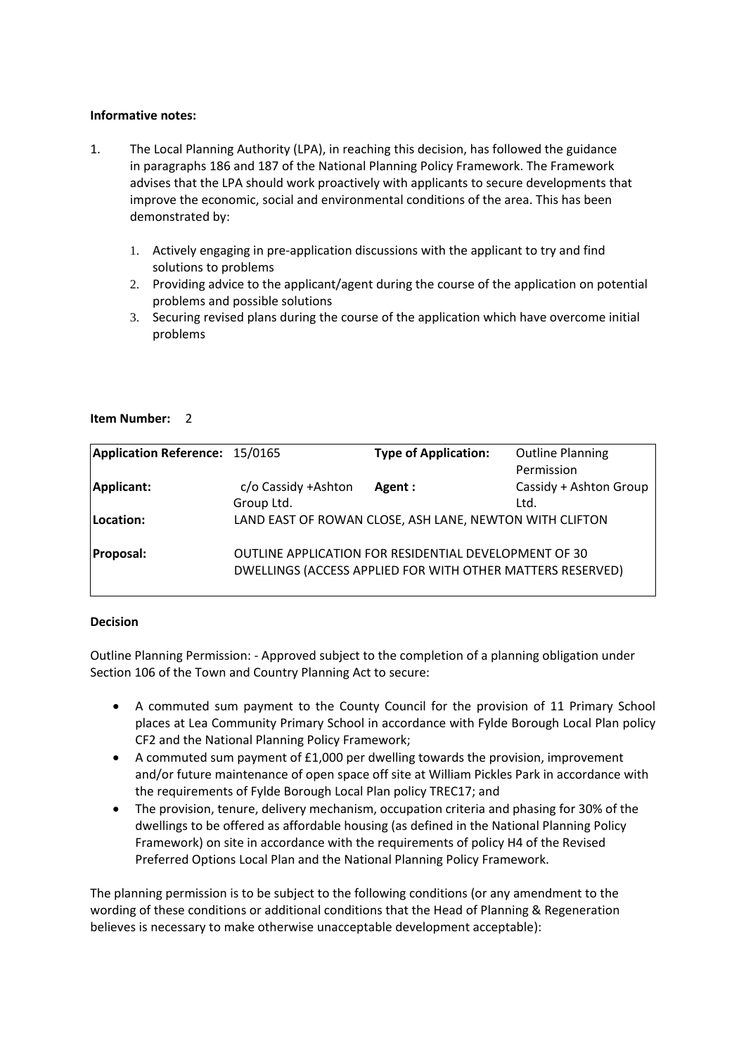**Informative notes:**

1. The Local Planning Authority (LPA), in reaching this decision, has followed the guidance in paragraphs 186 and 187 of the National Planning Policy Framework. The Framework advises that the LPA should work proactively with applicants to secure developments that improve the economic, social and environmental conditions of the area. This has been demonstrated by:

    1. Actively engaging in pre-application discussions with the applicant to try and find solutions to problems
    2. Providing advice to the applicant/agent during the course of the application on potential problems and possible solutions
    3. Securing revised plans during the course of the application which have overcome initial problems

**Item Number:** 2

| **Application Reference:** | 15/0165 | **Type of Application:** | Outline Planning Permission |
|---|---|---|---|
| **Applicant:** | c/o Cassidy +Ashton Group Ltd. | **Agent :** | Cassidy + Ashton Group Ltd. |
| **Location:** | LAND EAST OF ROWAN CLOSE, ASH LANE, NEWTON WITH CLIFTON | | |
| **Proposal:** | OUTLINE APPLICATION FOR RESIDENTIAL DEVELOPMENT OF 30 DWELLINGS (ACCESS APPLIED FOR WITH OTHER MATTERS RESERVED) | | |

**Decision**

Outline Planning Permission: - Approved subject to the completion of a planning obligation under Section 106 of the Town and Country Planning Act to secure:

- A commuted sum payment to the County Council for the provision of 11 Primary School places at Lea Community Primary School in accordance with Fylde Borough Local Plan policy CF2 and the National Planning Policy Framework;
- A commuted sum payment of £1,000 per dwelling towards the provision, improvement and/or future maintenance of open space off site at William Pickles Park in accordance with the requirements of Fylde Borough Local Plan policy TREC17; and
- The provision, tenure, delivery mechanism, occupation criteria and phasing for 30% of the dwellings to be offered as affordable housing (as defined in the National Planning Policy Framework) on site in accordance with the requirements of policy H4 of the Revised Preferred Options Local Plan and the National Planning Policy Framework.

The planning permission is to be subject to the following conditions (or any amendment to the wording of these conditions or additional conditions that the Head of Planning & Regeneration believes is necessary to make otherwise unacceptable development acceptable):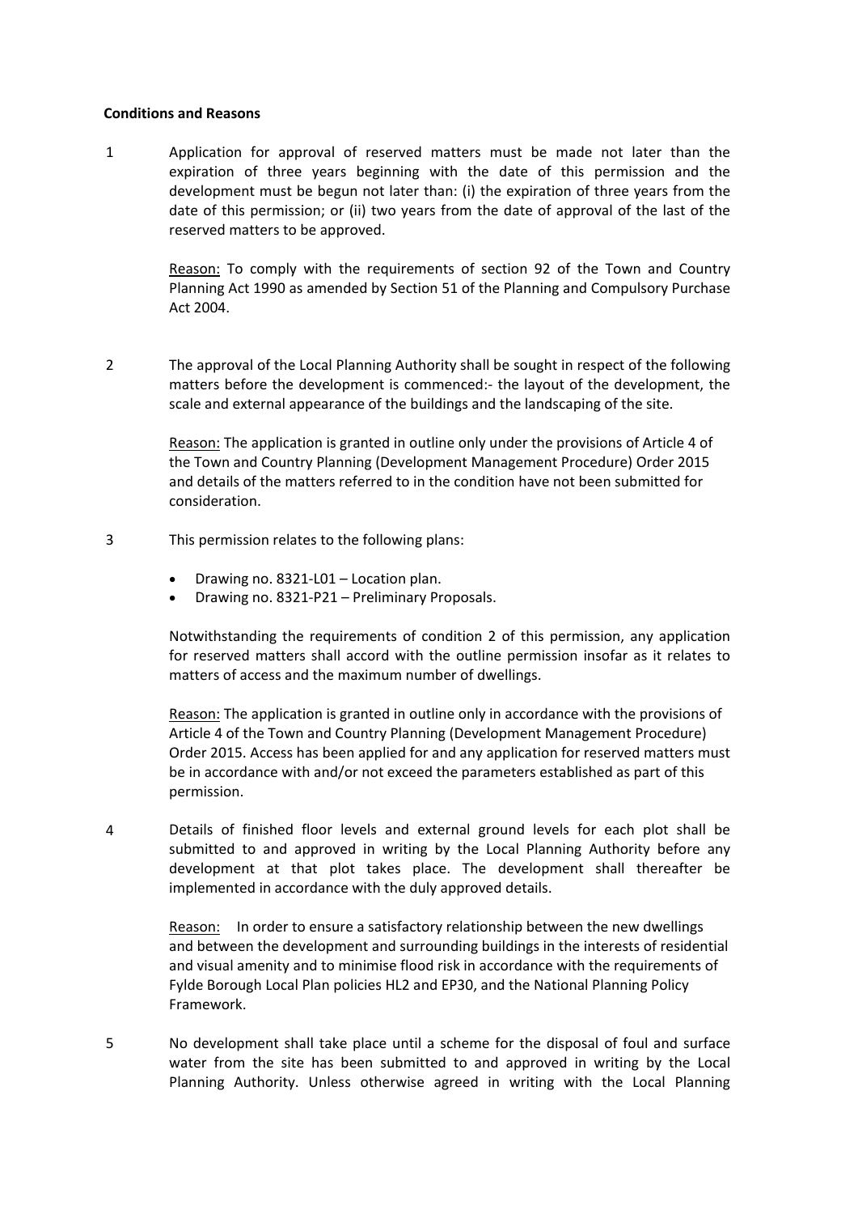**Conditions and Reasons**

1 Application for approval of reserved matters must be made not later than the expiration of three years beginning with the date of this permission and the development must be begun not later than: (i) the expiration of three years from the date of this permission; or (ii) two years from the date of approval of the last of the reserved matters to be approved.

Reason: To comply with the requirements of section 92 of the Town and Country Planning Act 1990 as amended by Section 51 of the Planning and Compulsory Purchase Act 2004.

2 The approval of the Local Planning Authority shall be sought in respect of the following matters before the development is commenced:- the layout of the development, the scale and external appearance of the buildings and the landscaping of the site.

Reason: The application is granted in outline only under the provisions of Article 4 of the Town and Country Planning (Development Management Procedure) Order 2015 and details of the matters referred to in the condition have not been submitted for consideration.

3 This permission relates to the following plans:

- Drawing no. 8321-L01 – Location plan.
- Drawing no. 8321-P21 – Preliminary Proposals.

Notwithstanding the requirements of condition 2 of this permission, any application for reserved matters shall accord with the outline permission insofar as it relates to matters of access and the maximum number of dwellings.

Reason: The application is granted in outline only in accordance with the provisions of Article 4 of the Town and Country Planning (Development Management Procedure) Order 2015. Access has been applied for and any application for reserved matters must be in accordance with and/or not exceed the parameters established as part of this permission.

4 Details of finished floor levels and external ground levels for each plot shall be submitted to and approved in writing by the Local Planning Authority before any development at that plot takes place. The development shall thereafter be implemented in accordance with the duly approved details.

Reason: In order to ensure a satisfactory relationship between the new dwellings and between the development and surrounding buildings in the interests of residential and visual amenity and to minimise flood risk in accordance with the requirements of Fylde Borough Local Plan policies HL2 and EP30, and the National Planning Policy Framework.

5 No development shall take place until a scheme for the disposal of foul and surface water from the site has been submitted to and approved in writing by the Local Planning Authority. Unless otherwise agreed in writing with the Local Planning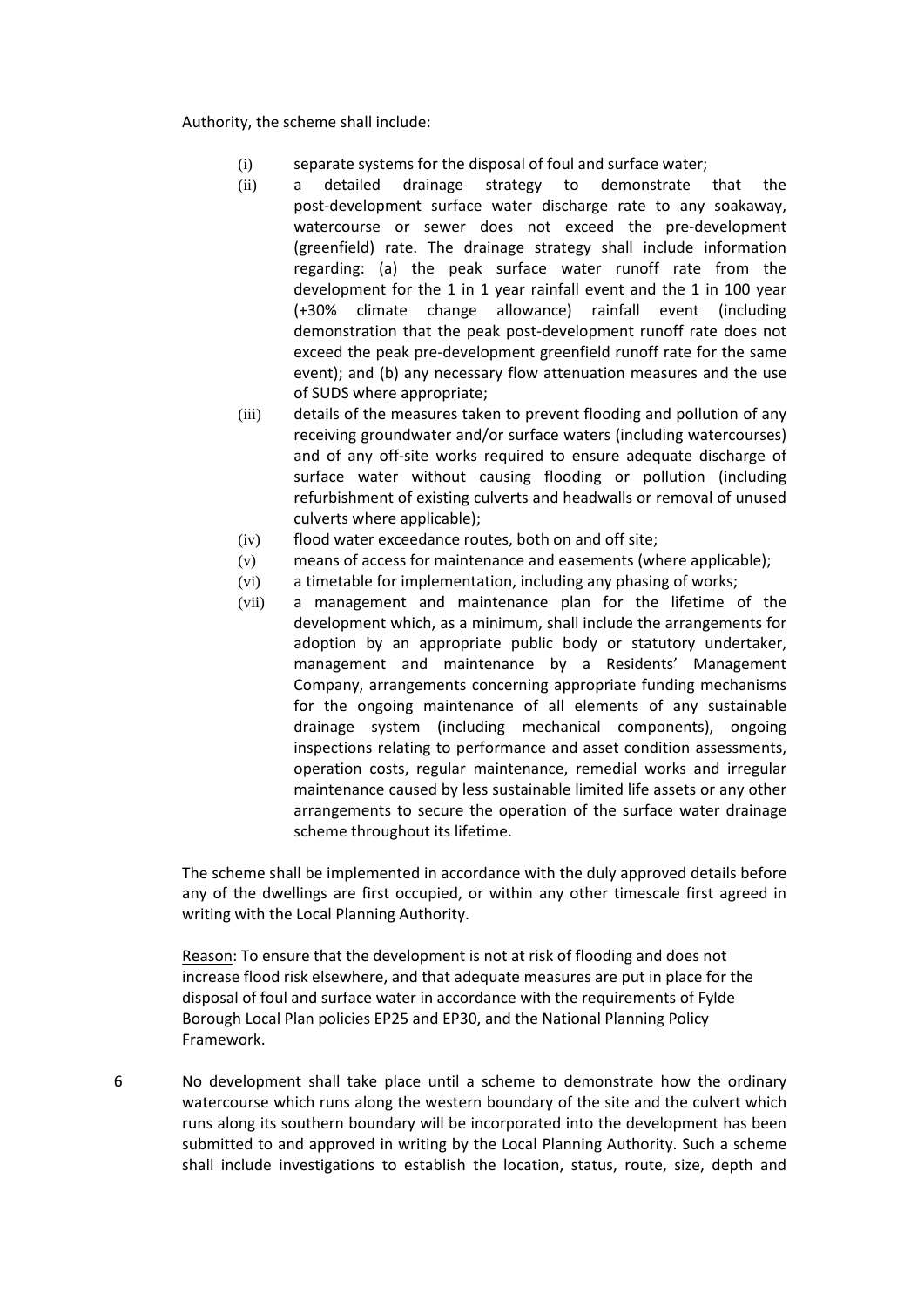Authority, the scheme shall include:

(i) separate systems for the disposal of foul and surface water;

(ii) a detailed drainage strategy to demonstrate that the post-development surface water discharge rate to any soakaway, watercourse or sewer does not exceed the pre-development (greenfield) rate. The drainage strategy shall include information regarding: (a) the peak surface water runoff rate from the development for the 1 in 1 year rainfall event and the 1 in 100 year (+30% climate change allowance) rainfall event (including demonstration that the peak post-development runoff rate does not exceed the peak pre-development greenfield runoff rate for the same event); and (b) any necessary flow attenuation measures and the use of SUDS where appropriate;

(iii) details of the measures taken to prevent flooding and pollution of any receiving groundwater and/or surface waters (including watercourses) and of any off-site works required to ensure adequate discharge of surface water without causing flooding or pollution (including refurbishment of existing culverts and headwalls or removal of unused culverts where applicable);

(iv) flood water exceedance routes, both on and off site;

(v) means of access for maintenance and easements (where applicable);

(vi) a timetable for implementation, including any phasing of works;

(vii) a management and maintenance plan for the lifetime of the development which, as a minimum, shall include the arrangements for adoption by an appropriate public body or statutory undertaker, management and maintenance by a Residents' Management Company, arrangements concerning appropriate funding mechanisms for the ongoing maintenance of all elements of any sustainable drainage system (including mechanical components), ongoing inspections relating to performance and asset condition assessments, operation costs, regular maintenance, remedial works and irregular maintenance caused by less sustainable limited life assets or any other arrangements to secure the operation of the surface water drainage scheme throughout its lifetime.

The scheme shall be implemented in accordance with the duly approved details before any of the dwellings are first occupied, or within any other timescale first agreed in writing with the Local Planning Authority.

Reason: To ensure that the development is not at risk of flooding and does not increase flood risk elsewhere, and that adequate measures are put in place for the disposal of foul and surface water in accordance with the requirements of Fylde Borough Local Plan policies EP25 and EP30, and the National Planning Policy Framework.

6 No development shall take place until a scheme to demonstrate how the ordinary watercourse which runs along the western boundary of the site and the culvert which runs along its southern boundary will be incorporated into the development has been submitted to and approved in writing by the Local Planning Authority. Such a scheme shall include investigations to establish the location, status, route, size, depth and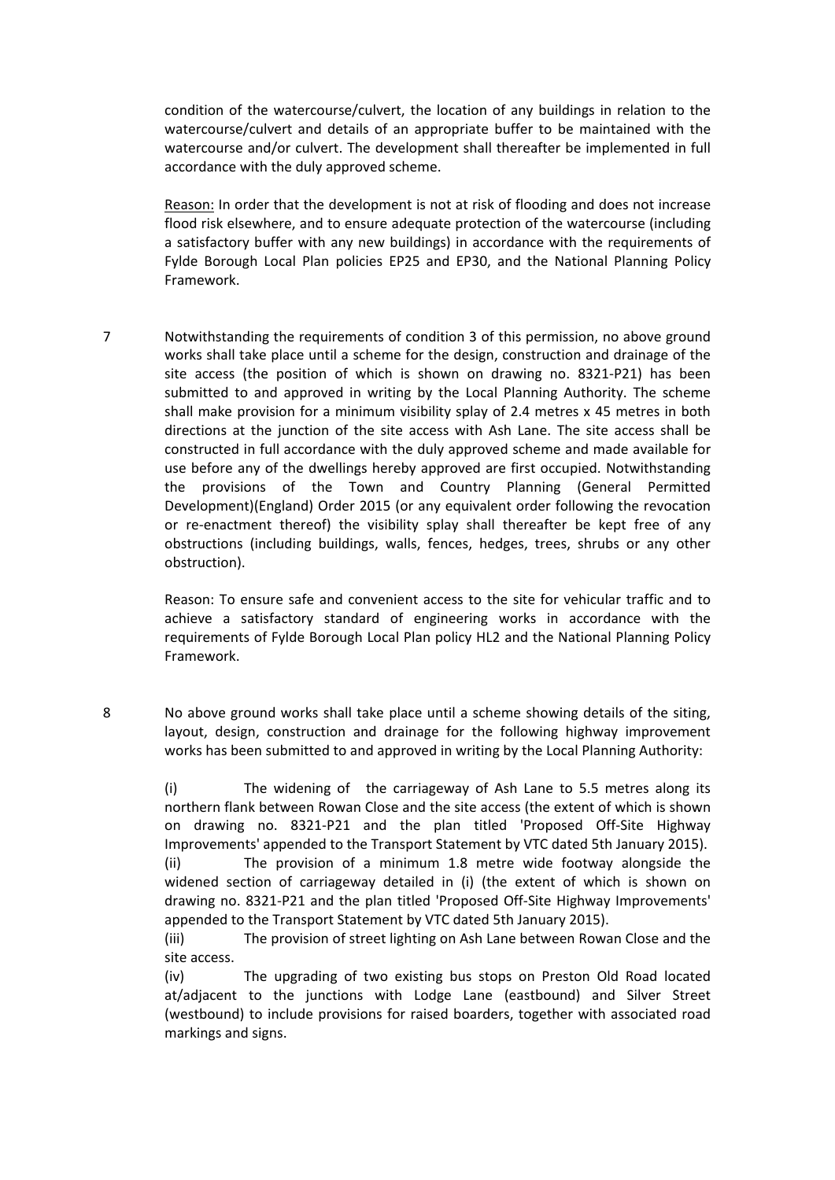condition of the watercourse/culvert, the location of any buildings in relation to the watercourse/culvert and details of an appropriate buffer to be maintained with the watercourse and/or culvert. The development shall thereafter be implemented in full accordance with the duly approved scheme.

Reason: In order that the development is not at risk of flooding and does not increase flood risk elsewhere, and to ensure adequate protection of the watercourse (including a satisfactory buffer with any new buildings) in accordance with the requirements of Fylde Borough Local Plan policies EP25 and EP30, and the National Planning Policy Framework.

7 Notwithstanding the requirements of condition 3 of this permission, no above ground works shall take place until a scheme for the design, construction and drainage of the site access (the position of which is shown on drawing no. 8321-P21) has been submitted to and approved in writing by the Local Planning Authority. The scheme shall make provision for a minimum visibility splay of 2.4 metres x 45 metres in both directions at the junction of the site access with Ash Lane. The site access shall be constructed in full accordance with the duly approved scheme and made available for use before any of the dwellings hereby approved are first occupied. Notwithstanding the provisions of the Town and Country Planning (General Permitted Development)(England) Order 2015 (or any equivalent order following the revocation or re-enactment thereof) the visibility splay shall thereafter be kept free of any obstructions (including buildings, walls, fences, hedges, trees, shrubs or any other obstruction).

Reason: To ensure safe and convenient access to the site for vehicular traffic and to achieve a satisfactory standard of engineering works in accordance with the requirements of Fylde Borough Local Plan policy HL2 and the National Planning Policy Framework.

8 No above ground works shall take place until a scheme showing details of the siting, layout, design, construction and drainage for the following highway improvement works has been submitted to and approved in writing by the Local Planning Authority:

(i) The widening of the carriageway of Ash Lane to 5.5 metres along its northern flank between Rowan Close and the site access (the extent of which is shown on drawing no. 8321-P21 and the plan titled 'Proposed Off-Site Highway Improvements' appended to the Transport Statement by VTC dated 5th January 2015).
(ii) The provision of a minimum 1.8 metre wide footway alongside the widened section of carriageway detailed in (i) (the extent of which is shown on drawing no. 8321-P21 and the plan titled 'Proposed Off-Site Highway Improvements' appended to the Transport Statement by VTC dated 5th January 2015).
(iii) The provision of street lighting on Ash Lane between Rowan Close and the site access.
(iv) The upgrading of two existing bus stops on Preston Old Road located at/adjacent to the junctions with Lodge Lane (eastbound) and Silver Street (westbound) to include provisions for raised boarders, together with associated road markings and signs.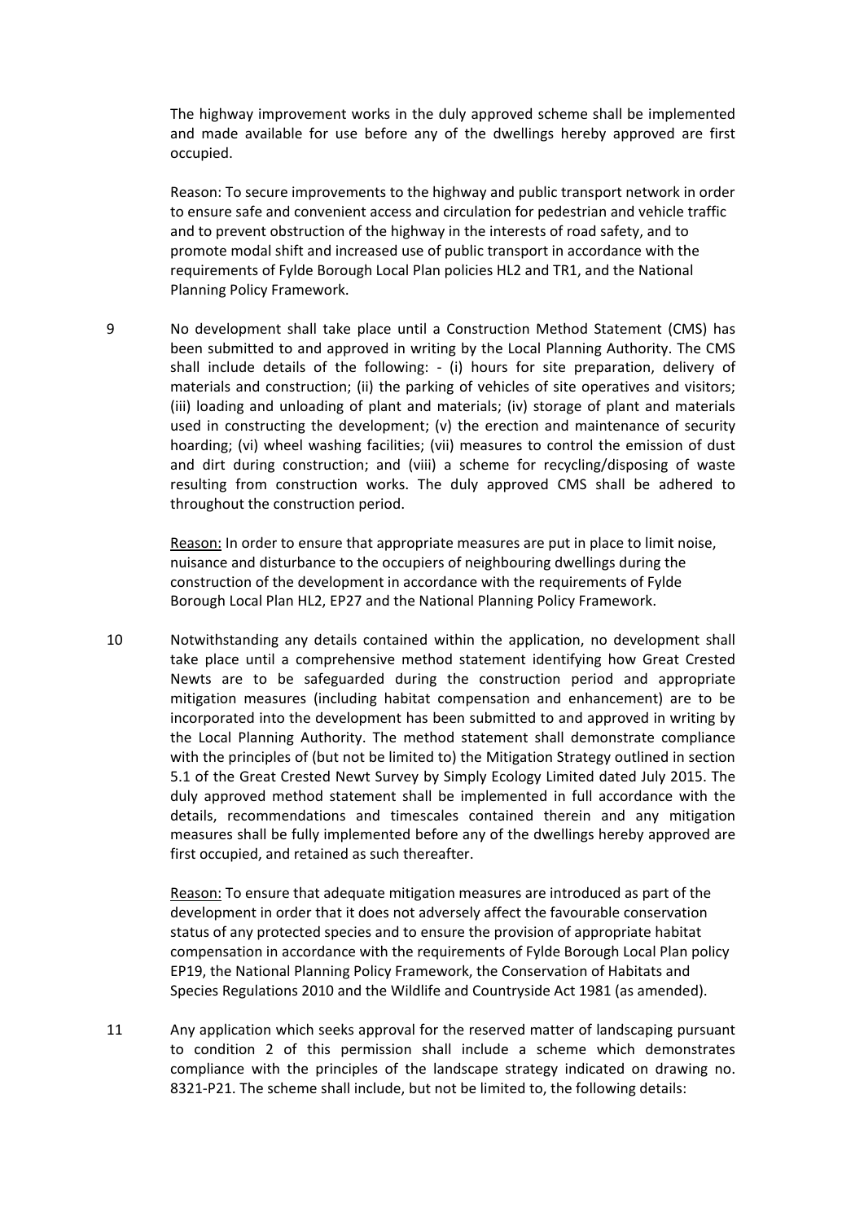The highway improvement works in the duly approved scheme shall be implemented and made available for use before any of the dwellings hereby approved are first occupied.

Reason: To secure improvements to the highway and public transport network in order to ensure safe and convenient access and circulation for pedestrian and vehicle traffic and to prevent obstruction of the highway in the interests of road safety, and to promote modal shift and increased use of public transport in accordance with the requirements of Fylde Borough Local Plan policies HL2 and TR1, and the National Planning Policy Framework.

9 No development shall take place until a Construction Method Statement (CMS) has been submitted to and approved in writing by the Local Planning Authority. The CMS shall include details of the following: - (i) hours for site preparation, delivery of materials and construction; (ii) the parking of vehicles of site operatives and visitors; (iii) loading and unloading of plant and materials; (iv) storage of plant and materials used in constructing the development; (v) the erection and maintenance of security hoarding; (vi) wheel washing facilities; (vii) measures to control the emission of dust and dirt during construction; and (viii) a scheme for recycling/disposing of waste resulting from construction works. The duly approved CMS shall be adhered to throughout the construction period.

Reason: In order to ensure that appropriate measures are put in place to limit noise, nuisance and disturbance to the occupiers of neighbouring dwellings during the construction of the development in accordance with the requirements of Fylde Borough Local Plan HL2, EP27 and the National Planning Policy Framework.

10 Notwithstanding any details contained within the application, no development shall take place until a comprehensive method statement identifying how Great Crested Newts are to be safeguarded during the construction period and appropriate mitigation measures (including habitat compensation and enhancement) are to be incorporated into the development has been submitted to and approved in writing by the Local Planning Authority. The method statement shall demonstrate compliance with the principles of (but not be limited to) the Mitigation Strategy outlined in section 5.1 of the Great Crested Newt Survey by Simply Ecology Limited dated July 2015. The duly approved method statement shall be implemented in full accordance with the details, recommendations and timescales contained therein and any mitigation measures shall be fully implemented before any of the dwellings hereby approved are first occupied, and retained as such thereafter.

Reason: To ensure that adequate mitigation measures are introduced as part of the development in order that it does not adversely affect the favourable conservation status of any protected species and to ensure the provision of appropriate habitat compensation in accordance with the requirements of Fylde Borough Local Plan policy EP19, the National Planning Policy Framework, the Conservation of Habitats and Species Regulations 2010 and the Wildlife and Countryside Act 1981 (as amended).

11 Any application which seeks approval for the reserved matter of landscaping pursuant to condition 2 of this permission shall include a scheme which demonstrates compliance with the principles of the landscape strategy indicated on drawing no. 8321-P21. The scheme shall include, but not be limited to, the following details: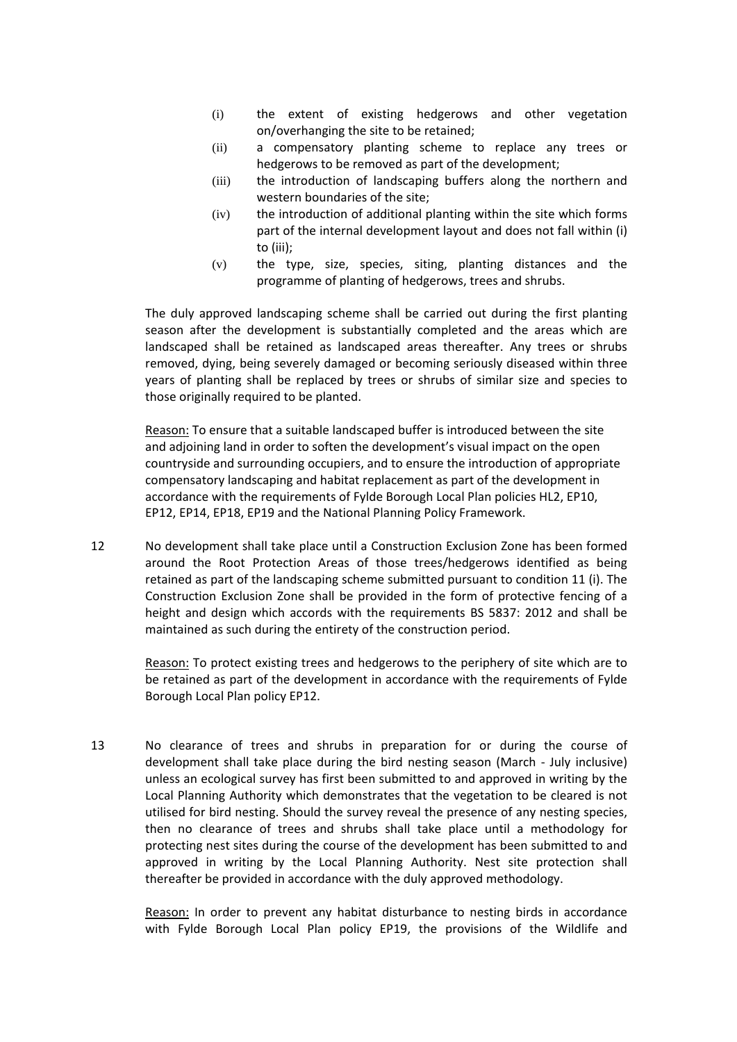(i) the extent of existing hedgerows and other vegetation on/overhanging the site to be retained;

(ii) a compensatory planting scheme to replace any trees or hedgerows to be removed as part of the development;

(iii) the introduction of landscaping buffers along the northern and western boundaries of the site;

(iv) the introduction of additional planting within the site which forms part of the internal development layout and does not fall within (i) to (iii);

(v) the type, size, species, siting, planting distances and the programme of planting of hedgerows, trees and shrubs.

The duly approved landscaping scheme shall be carried out during the first planting season after the development is substantially completed and the areas which are landscaped shall be retained as landscaped areas thereafter. Any trees or shrubs removed, dying, being severely damaged or becoming seriously diseased within three years of planting shall be replaced by trees or shrubs of similar size and species to those originally required to be planted.

Reason: To ensure that a suitable landscaped buffer is introduced between the site and adjoining land in order to soften the development's visual impact on the open countryside and surrounding occupiers, and to ensure the introduction of appropriate compensatory landscaping and habitat replacement as part of the development in accordance with the requirements of Fylde Borough Local Plan policies HL2, EP10, EP12, EP14, EP18, EP19 and the National Planning Policy Framework.

12 No development shall take place until a Construction Exclusion Zone has been formed around the Root Protection Areas of those trees/hedgerows identified as being retained as part of the landscaping scheme submitted pursuant to condition 11 (i). The Construction Exclusion Zone shall be provided in the form of protective fencing of a height and design which accords with the requirements BS 5837: 2012 and shall be maintained as such during the entirety of the construction period.

Reason: To protect existing trees and hedgerows to the periphery of site which are to be retained as part of the development in accordance with the requirements of Fylde Borough Local Plan policy EP12.

13 No clearance of trees and shrubs in preparation for or during the course of development shall take place during the bird nesting season (March - July inclusive) unless an ecological survey has first been submitted to and approved in writing by the Local Planning Authority which demonstrates that the vegetation to be cleared is not utilised for bird nesting. Should the survey reveal the presence of any nesting species, then no clearance of trees and shrubs shall take place until a methodology for protecting nest sites during the course of the development has been submitted to and approved in writing by the Local Planning Authority. Nest site protection shall thereafter be provided in accordance with the duly approved methodology.

Reason: In order to prevent any habitat disturbance to nesting birds in accordance with Fylde Borough Local Plan policy EP19, the provisions of the Wildlife and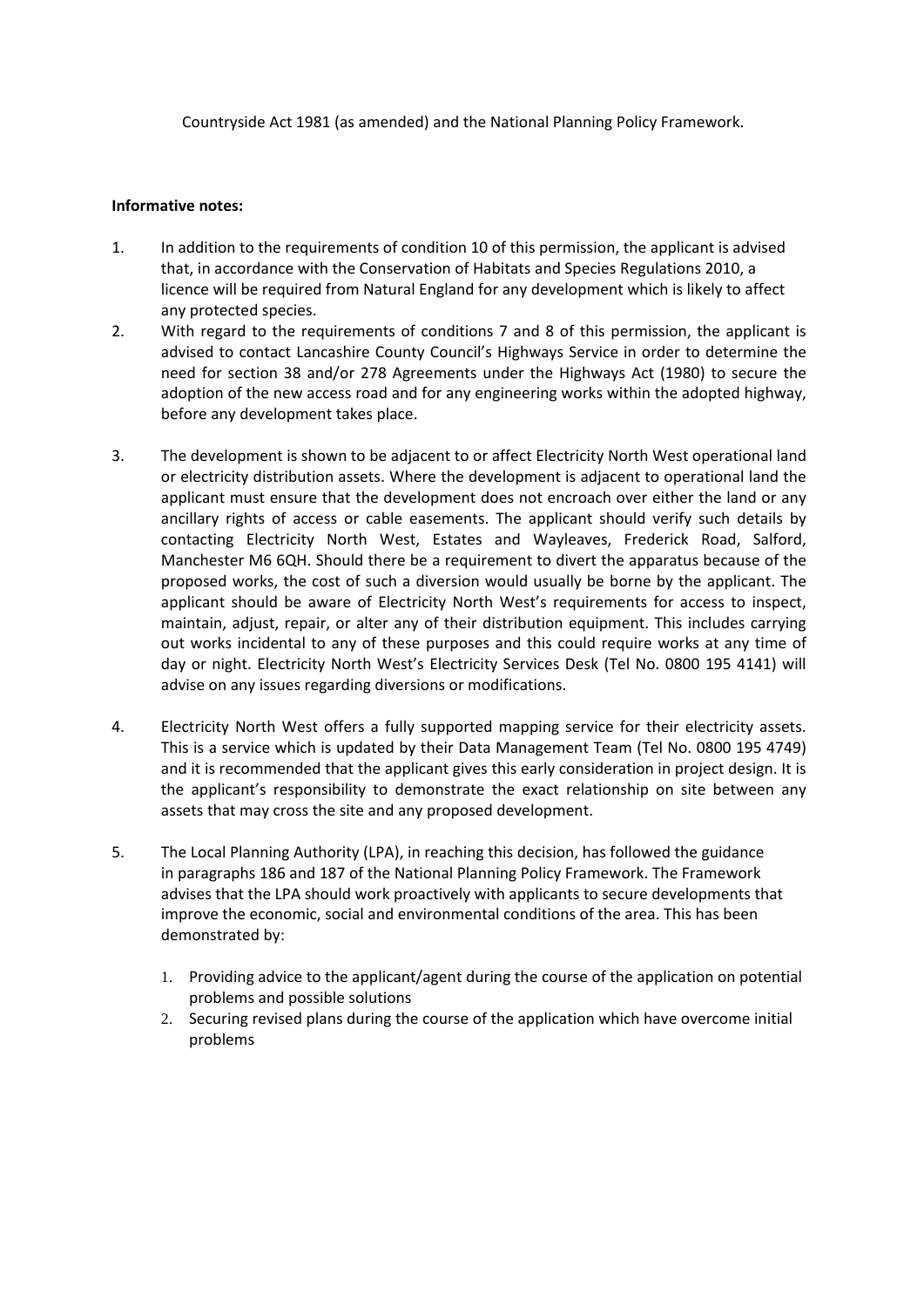Countryside Act 1981 (as amended) and the National Planning Policy Framework.

**Informative notes:**

1. In addition to the requirements of condition 10 of this permission, the applicant is advised that, in accordance with the Conservation of Habitats and Species Regulations 2010, a licence will be required from Natural England for any development which is likely to affect any protected species.
2. With regard to the requirements of conditions 7 and 8 of this permission, the applicant is advised to contact Lancashire County Council's Highways Service in order to determine the need for section 38 and/or 278 Agreements under the Highways Act (1980) to secure the adoption of the new access road and for any engineering works within the adopted highway, before any development takes place.
3. The development is shown to be adjacent to or affect Electricity North West operational land or electricity distribution assets. Where the development is adjacent to operational land the applicant must ensure that the development does not encroach over either the land or any ancillary rights of access or cable easements. The applicant should verify such details by contacting Electricity North West, Estates and Wayleaves, Frederick Road, Salford, Manchester M6 6QH. Should there be a requirement to divert the apparatus because of the proposed works, the cost of such a diversion would usually be borne by the applicant. The applicant should be aware of Electricity North West's requirements for access to inspect, maintain, adjust, repair, or alter any of their distribution equipment. This includes carrying out works incidental to any of these purposes and this could require works at any time of day or night. Electricity North West's Electricity Services Desk (Tel No. 0800 195 4141) will advise on any issues regarding diversions or modifications.
4. Electricity North West offers a fully supported mapping service for their electricity assets. This is a service which is updated by their Data Management Team (Tel No. 0800 195 4749) and it is recommended that the applicant gives this early consideration in project design. It is the applicant's responsibility to demonstrate the exact relationship on site between any assets that may cross the site and any proposed development.
5. The Local Planning Authority (LPA), in reaching this decision, has followed the guidance in paragraphs 186 and 187 of the National Planning Policy Framework. The Framework advises that the LPA should work proactively with applicants to secure developments that improve the economic, social and environmental conditions of the area. This has been demonstrated by:
    1. Providing advice to the applicant/agent during the course of the application on potential problems and possible solutions
    2. Securing revised plans during the course of the application which have overcome initial problems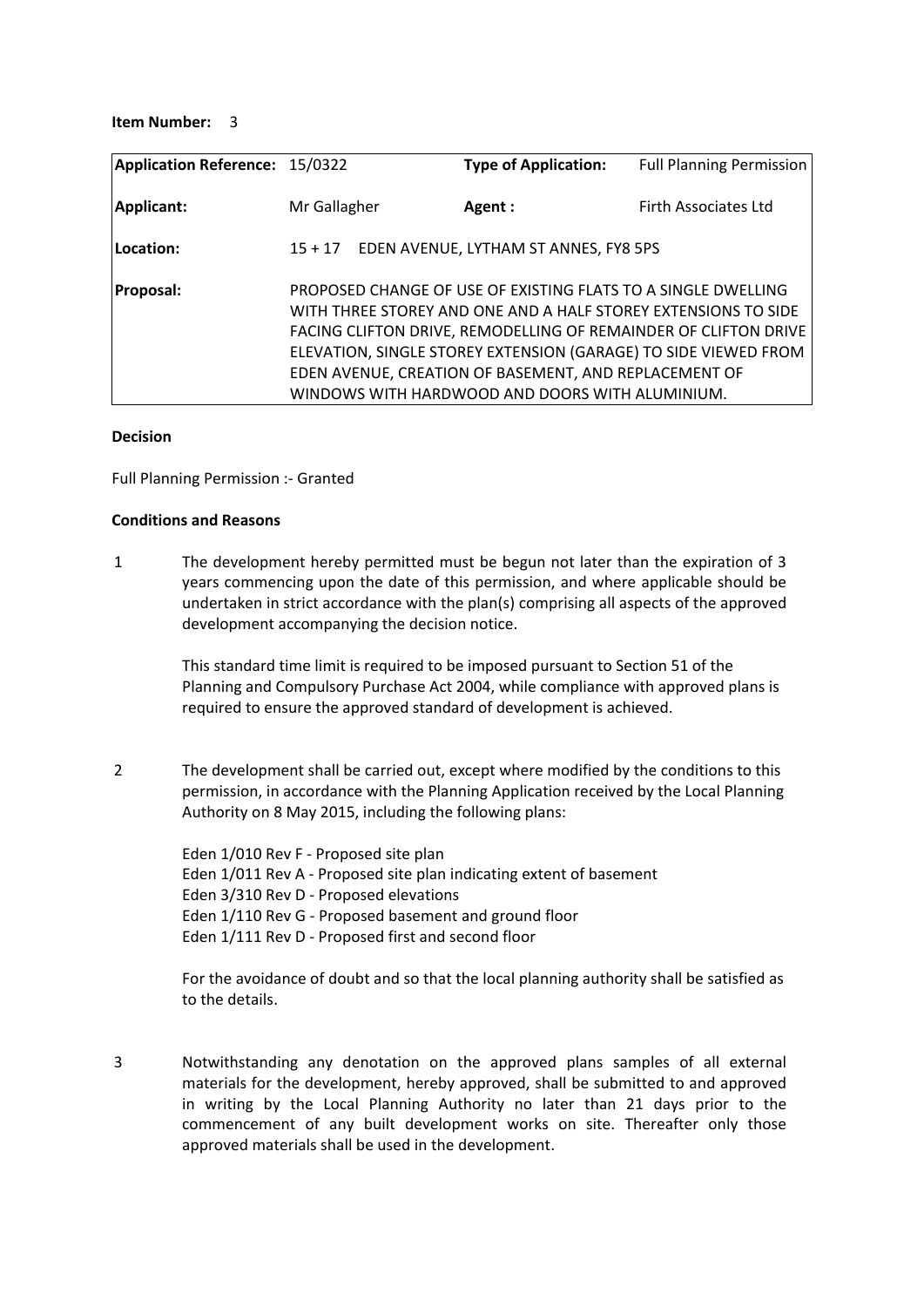**Item Number:** 3

| **Application Reference:** | 15/0322 | **Type of Application:** | Full Planning Permission |
|---|---|---|---|
| **Applicant:** | Mr Gallagher | **Agent :** | Firth Associates Ltd |
| **Location:** | 15 + 17 EDEN AVENUE, LYTHAM ST ANNES, FY8 5PS | | |
| **Proposal:** | PROPOSED CHANGE OF USE OF EXISTING FLATS TO A SINGLE DWELLING WITH THREE STOREY AND ONE AND A HALF STOREY EXTENSIONS TO SIDE FACING CLIFTON DRIVE, REMODELLING OF REMAINDER OF CLIFTON DRIVE ELEVATION, SINGLE STOREY EXTENSION (GARAGE) TO SIDE VIEWED FROM EDEN AVENUE, CREATION OF BASEMENT, AND REPLACEMENT OF WINDOWS WITH HARDWOOD AND DOORS WITH ALUMINIUM. | | |

**Decision**

Full Planning Permission :- Granted

**Conditions and Reasons**

1 The development hereby permitted must be begun not later than the expiration of 3 years commencing upon the date of this permission, and where applicable should be undertaken in strict accordance with the plan(s) comprising all aspects of the approved development accompanying the decision notice.

   This standard time limit is required to be imposed pursuant to Section 51 of the Planning and Compulsory Purchase Act 2004, while compliance with approved plans is required to ensure the approved standard of development is achieved.

2 The development shall be carried out, except where modified by the conditions to this permission, in accordance with the Planning Application received by the Local Planning Authority on 8 May 2015, including the following plans:

   Eden 1/010 Rev F - Proposed site plan
   Eden 1/011 Rev A - Proposed site plan indicating extent of basement
   Eden 3/310 Rev D - Proposed elevations
   Eden 1/110 Rev G - Proposed basement and ground floor
   Eden 1/111 Rev D - Proposed first and second floor

   For the avoidance of doubt and so that the local planning authority shall be satisfied as to the details.

3 Notwithstanding any denotation on the approved plans samples of all external materials for the development, hereby approved, shall be submitted to and approved in writing by the Local Planning Authority no later than 21 days prior to the commencement of any built development works on site. Thereafter only those approved materials shall be used in the development.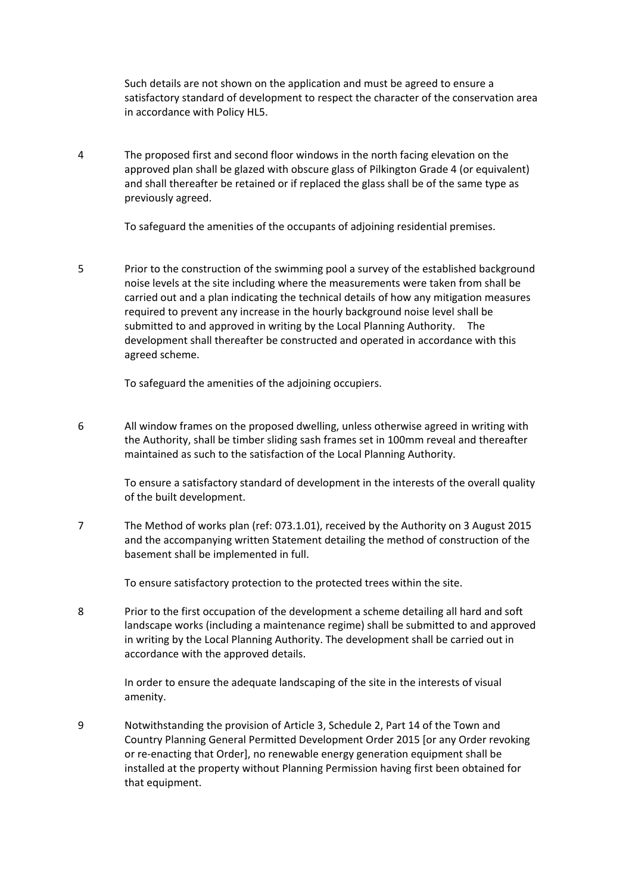Such details are not shown on the application and must be agreed to ensure a satisfactory standard of development to respect the character of the conservation area in accordance with Policy HL5.

4 The proposed first and second floor windows in the north facing elevation on the approved plan shall be glazed with obscure glass of Pilkington Grade 4 (or equivalent) and shall thereafter be retained or if replaced the glass shall be of the same type as previously agreed.

To safeguard the amenities of the occupants of adjoining residential premises.

5 Prior to the construction of the swimming pool a survey of the established background noise levels at the site including where the measurements were taken from shall be carried out and a plan indicating the technical details of how any mitigation measures required to prevent any increase in the hourly background noise level shall be submitted to and approved in writing by the Local Planning Authority. The development shall thereafter be constructed and operated in accordance with this agreed scheme.

To safeguard the amenities of the adjoining occupiers.

6 All window frames on the proposed dwelling, unless otherwise agreed in writing with the Authority, shall be timber sliding sash frames set in 100mm reveal and thereafter maintained as such to the satisfaction of the Local Planning Authority.

To ensure a satisfactory standard of development in the interests of the overall quality of the built development.

7 The Method of works plan (ref: 073.1.01), received by the Authority on 3 August 2015 and the accompanying written Statement detailing the method of construction of the basement shall be implemented in full.

To ensure satisfactory protection to the protected trees within the site.

8 Prior to the first occupation of the development a scheme detailing all hard and soft landscape works (including a maintenance regime) shall be submitted to and approved in writing by the Local Planning Authority. The development shall be carried out in accordance with the approved details.

In order to ensure the adequate landscaping of the site in the interests of visual amenity.

9 Notwithstanding the provision of Article 3, Schedule 2, Part 14 of the Town and Country Planning General Permitted Development Order 2015 [or any Order revoking or re-enacting that Order], no renewable energy generation equipment shall be installed at the property without Planning Permission having first been obtained for that equipment.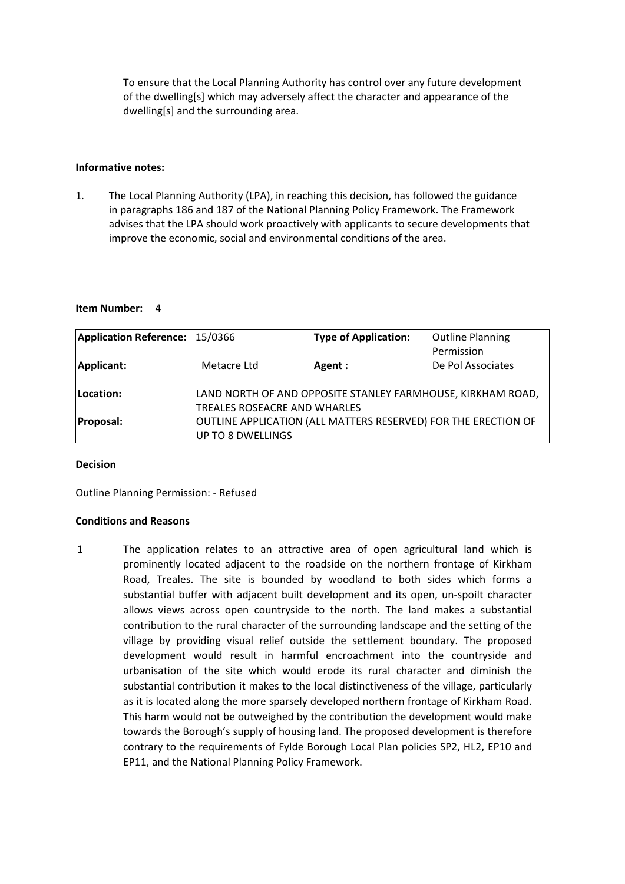To ensure that the Local Planning Authority has control over any future development of the dwelling[s] which may adversely affect the character and appearance of the dwelling[s] and the surrounding area.

**Informative notes:**

1. The Local Planning Authority (LPA), in reaching this decision, has followed the guidance in paragraphs 186 and 187 of the National Planning Policy Framework. The Framework advises that the LPA should work proactively with applicants to secure developments that improve the economic, social and environmental conditions of the area.

**Item Number:** 4

| **Application Reference:** | 15/0366 | **Type of Application:** | Outline Planning Permission |
|---|---|---|---|
| **Applicant:** | Metacre Ltd | **Agent :** | De Pol Associates |
| **Location:** | LAND NORTH OF AND OPPOSITE STANLEY FARMHOUSE, KIRKHAM ROAD, TREALES ROSEACRE AND WHARLES | | |
| **Proposal:** | OUTLINE APPLICATION (ALL MATTERS RESERVED) FOR THE ERECTION OF UP TO 8 DWELLINGS | | |

**Decision**

Outline Planning Permission: - Refused

**Conditions and Reasons**

1 The application relates to an attractive area of open agricultural land which is prominently located adjacent to the roadside on the northern frontage of Kirkham Road, Treales. The site is bounded by woodland to both sides which forms a substantial buffer with adjacent built development and its open, un-spoilt character allows views across open countryside to the north. The land makes a substantial contribution to the rural character of the surrounding landscape and the setting of the village by providing visual relief outside the settlement boundary. The proposed development would result in harmful encroachment into the countryside and urbanisation of the site which would erode its rural character and diminish the substantial contribution it makes to the local distinctiveness of the village, particularly as it is located along the more sparsely developed northern frontage of Kirkham Road. This harm would not be outweighed by the contribution the development would make towards the Borough's supply of housing land. The proposed development is therefore contrary to the requirements of Fylde Borough Local Plan policies SP2, HL2, EP10 and EP11, and the National Planning Policy Framework.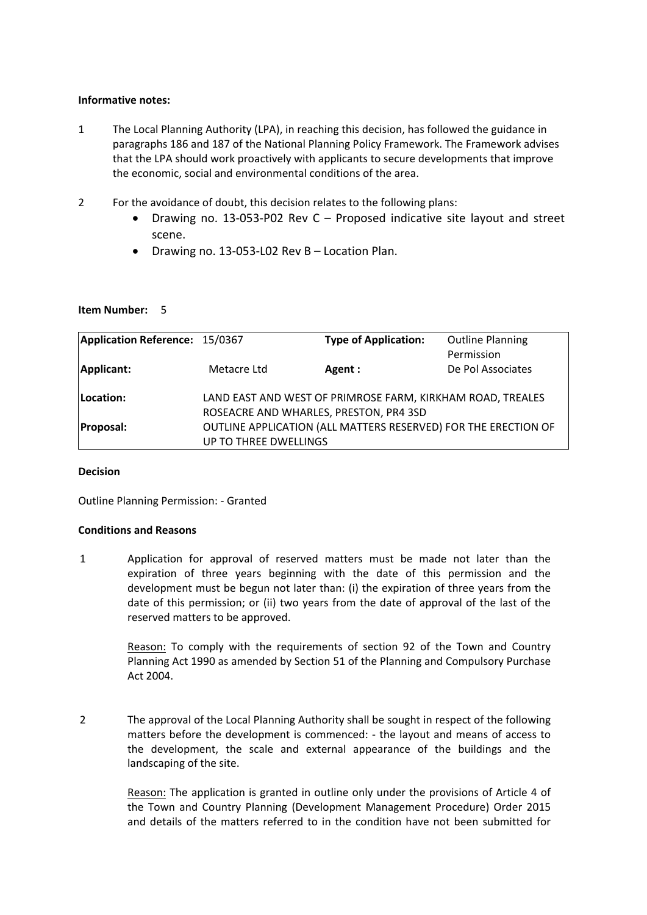**Informative notes:**

1 The Local Planning Authority (LPA), in reaching this decision, has followed the guidance in paragraphs 186 and 187 of the National Planning Policy Framework. The Framework advises that the LPA should work proactively with applicants to secure developments that improve the economic, social and environmental conditions of the area.

2 For the avoidance of doubt, this decision relates to the following plans:
   - Drawing no. 13-053-P02 Rev C – Proposed indicative site layout and street scene.
   - Drawing no. 13-053-L02 Rev B – Location Plan.

**Item Number:** 5

| **Application Reference:** | 15/0367 | **Type of Application:** | Outline Planning Permission |
|---|---|---|---|
| **Applicant:** | Metacre Ltd | **Agent :** | De Pol Associates |
| **Location:** | LAND EAST AND WEST OF PRIMROSE FARM, KIRKHAM ROAD, TREALES ROSEACRE AND WHARLES, PRESTON, PR4 3SD | | |
| **Proposal:** | OUTLINE APPLICATION (ALL MATTERS RESERVED) FOR THE ERECTION OF UP TO THREE DWELLINGS | | |

**Decision**

Outline Planning Permission: - Granted

**Conditions and Reasons**

1 Application for approval of reserved matters must be made not later than the expiration of three years beginning with the date of this permission and the development must be begun not later than: (i) the expiration of three years from the date of this permission; or (ii) two years from the date of approval of the last of the reserved matters to be approved.

Reason: To comply with the requirements of section 92 of the Town and Country Planning Act 1990 as amended by Section 51 of the Planning and Compulsory Purchase Act 2004.

2 The approval of the Local Planning Authority shall be sought in respect of the following matters before the development is commenced: - the layout and means of access to the development, the scale and external appearance of the buildings and the landscaping of the site.

Reason: The application is granted in outline only under the provisions of Article 4 of the Town and Country Planning (Development Management Procedure) Order 2015 and details of the matters referred to in the condition have not been submitted for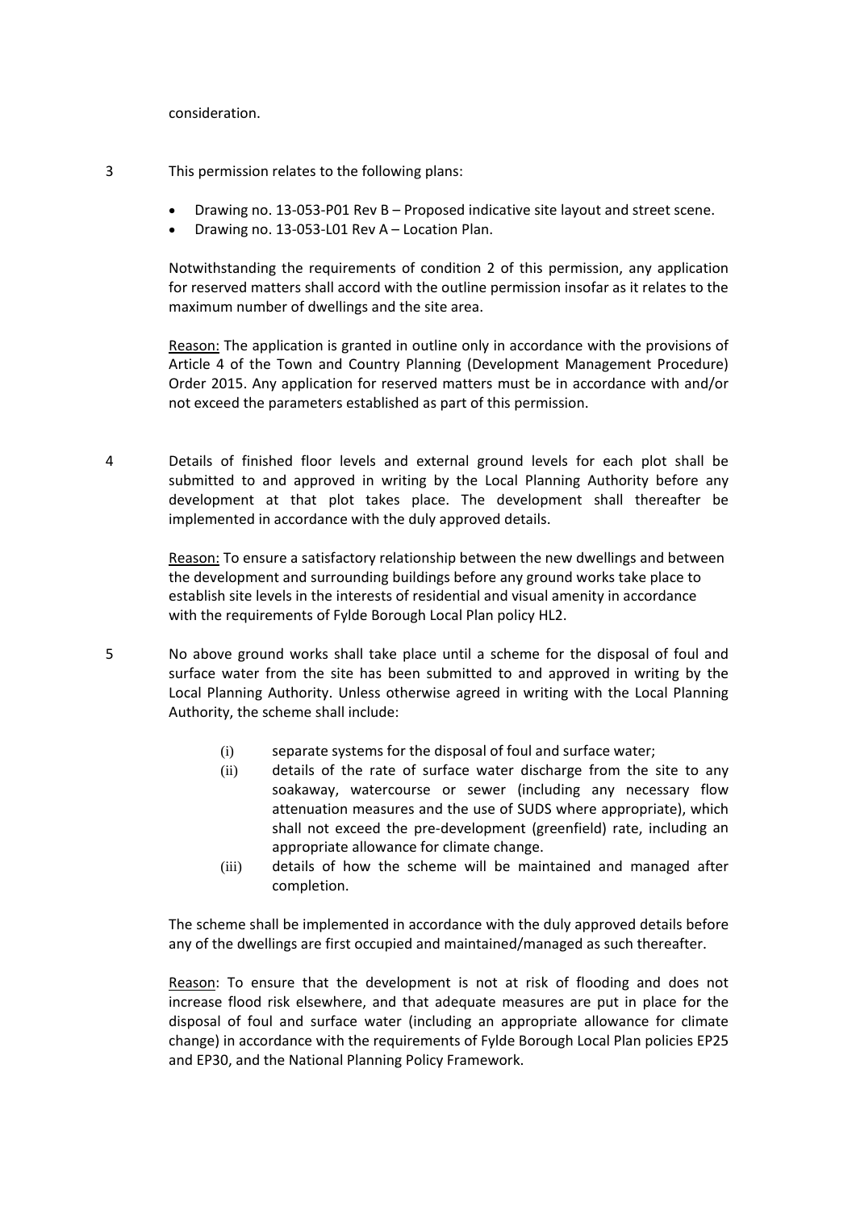consideration.

3 This permission relates to the following plans:

- Drawing no. 13-053-P01 Rev B – Proposed indicative site layout and street scene.
- Drawing no. 13-053-L01 Rev A – Location Plan.

Notwithstanding the requirements of condition 2 of this permission, any application for reserved matters shall accord with the outline permission insofar as it relates to the maximum number of dwellings and the site area.

Reason: The application is granted in outline only in accordance with the provisions of Article 4 of the Town and Country Planning (Development Management Procedure) Order 2015. Any application for reserved matters must be in accordance with and/or not exceed the parameters established as part of this permission.

4 Details of finished floor levels and external ground levels for each plot shall be submitted to and approved in writing by the Local Planning Authority before any development at that plot takes place. The development shall thereafter be implemented in accordance with the duly approved details.

Reason: To ensure a satisfactory relationship between the new dwellings and between the development and surrounding buildings before any ground works take place to establish site levels in the interests of residential and visual amenity in accordance with the requirements of Fylde Borough Local Plan policy HL2.

5 No above ground works shall take place until a scheme for the disposal of foul and surface water from the site has been submitted to and approved in writing by the Local Planning Authority. Unless otherwise agreed in writing with the Local Planning Authority, the scheme shall include:

(i) separate systems for the disposal of foul and surface water;
(ii) details of the rate of surface water discharge from the site to any soakaway, watercourse or sewer (including any necessary flow attenuation measures and the use of SUDS where appropriate), which shall not exceed the pre-development (greenfield) rate, including an appropriate allowance for climate change.
(iii) details of how the scheme will be maintained and managed after completion.

The scheme shall be implemented in accordance with the duly approved details before any of the dwellings are first occupied and maintained/managed as such thereafter.

Reason: To ensure that the development is not at risk of flooding and does not increase flood risk elsewhere, and that adequate measures are put in place for the disposal of foul and surface water (including an appropriate allowance for climate change) in accordance with the requirements of Fylde Borough Local Plan policies EP25 and EP30, and the National Planning Policy Framework.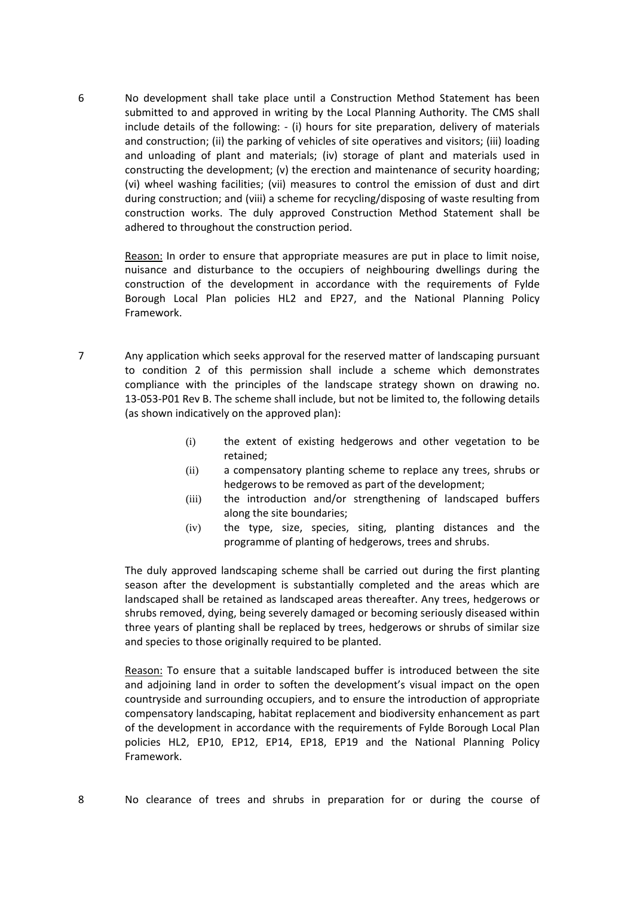6 No development shall take place until a Construction Method Statement has been submitted to and approved in writing by the Local Planning Authority. The CMS shall include details of the following: - (i) hours for site preparation, delivery of materials and construction; (ii) the parking of vehicles of site operatives and visitors; (iii) loading and unloading of plant and materials; (iv) storage of plant and materials used in constructing the development; (v) the erection and maintenance of security hoarding; (vi) wheel washing facilities; (vii) measures to control the emission of dust and dirt during construction; and (viii) a scheme for recycling/disposing of waste resulting from construction works. The duly approved Construction Method Statement shall be adhered to throughout the construction period.

Reason: In order to ensure that appropriate measures are put in place to limit noise, nuisance and disturbance to the occupiers of neighbouring dwellings during the construction of the development in accordance with the requirements of Fylde Borough Local Plan policies HL2 and EP27, and the National Planning Policy Framework.

7 Any application which seeks approval for the reserved matter of landscaping pursuant to condition 2 of this permission shall include a scheme which demonstrates compliance with the principles of the landscape strategy shown on drawing no. 13-053-P01 Rev B. The scheme shall include, but not be limited to, the following details (as shown indicatively on the approved plan):

(i) the extent of existing hedgerows and other vegetation to be retained;
(ii) a compensatory planting scheme to replace any trees, shrubs or hedgerows to be removed as part of the development;
(iii) the introduction and/or strengthening of landscaped buffers along the site boundaries;
(iv) the type, size, species, siting, planting distances and the programme of planting of hedgerows, trees and shrubs.

The duly approved landscaping scheme shall be carried out during the first planting season after the development is substantially completed and the areas which are landscaped shall be retained as landscaped areas thereafter. Any trees, hedgerows or shrubs removed, dying, being severely damaged or becoming seriously diseased within three years of planting shall be replaced by trees, hedgerows or shrubs of similar size and species to those originally required to be planted.

Reason: To ensure that a suitable landscaped buffer is introduced between the site and adjoining land in order to soften the development's visual impact on the open countryside and surrounding occupiers, and to ensure the introduction of appropriate compensatory landscaping, habitat replacement and biodiversity enhancement as part of the development in accordance with the requirements of Fylde Borough Local Plan policies HL2, EP10, EP12, EP14, EP18, EP19 and the National Planning Policy Framework.

8 No clearance of trees and shrubs in preparation for or during the course of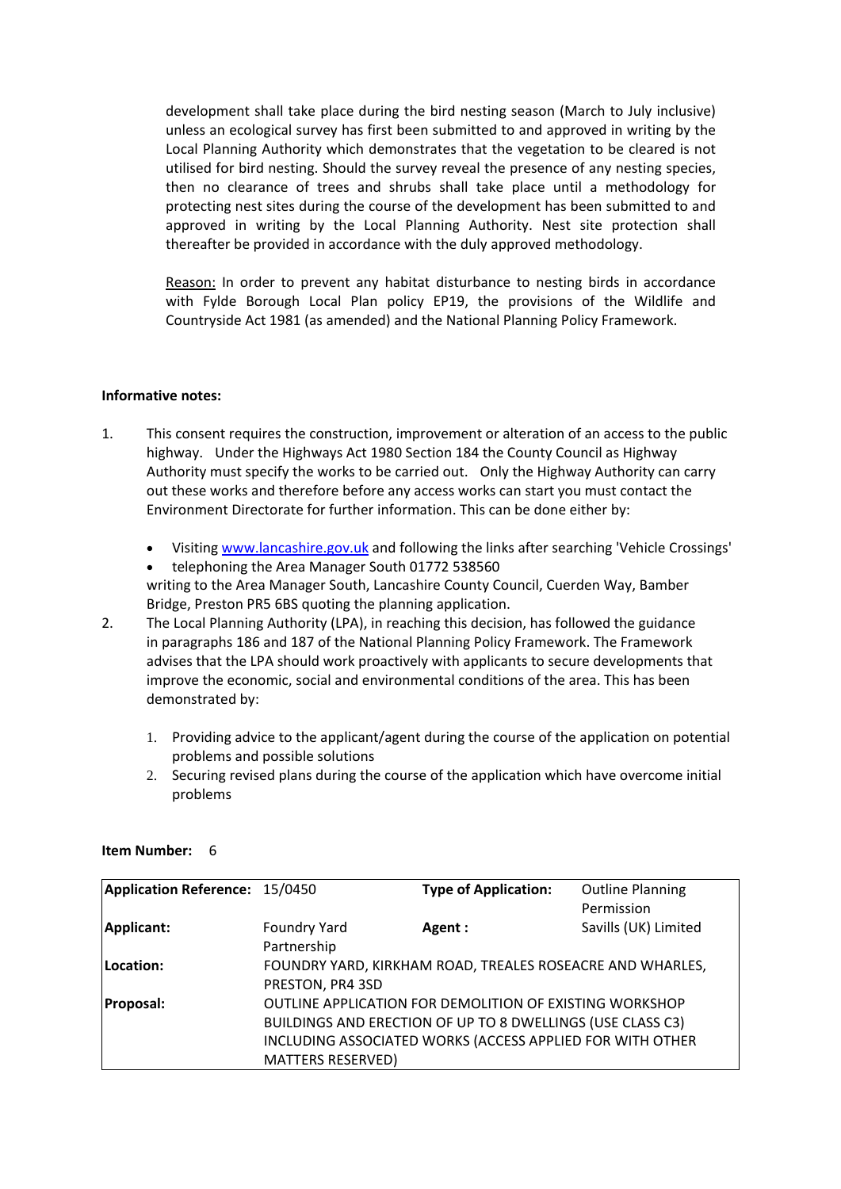development shall take place during the bird nesting season (March to July inclusive) unless an ecological survey has first been submitted to and approved in writing by the Local Planning Authority which demonstrates that the vegetation to be cleared is not utilised for bird nesting. Should the survey reveal the presence of any nesting species, then no clearance of trees and shrubs shall take place until a methodology for protecting nest sites during the course of the development has been submitted to and approved in writing by the Local Planning Authority. Nest site protection shall thereafter be provided in accordance with the duly approved methodology.

Reason: In order to prevent any habitat disturbance to nesting birds in accordance with Fylde Borough Local Plan policy EP19, the provisions of the Wildlife and Countryside Act 1981 (as amended) and the National Planning Policy Framework.

**Informative notes:**

1. This consent requires the construction, improvement or alteration of an access to the public highway. Under the Highways Act 1980 Section 184 the County Council as Highway Authority must specify the works to be carried out. Only the Highway Authority can carry out these works and therefore before any access works can start you must contact the Environment Directorate for further information. This can be done either by:

   - Visiting www.lancashire.gov.uk and following the links after searching 'Vehicle Crossings'
   - telephoning the Area Manager South 01772 538560

   writing to the Area Manager South, Lancashire County Council, Cuerden Way, Bamber Bridge, Preston PR5 6BS quoting the planning application.

2. The Local Planning Authority (LPA), in reaching this decision, has followed the guidance in paragraphs 186 and 187 of the National Planning Policy Framework. The Framework advises that the LPA should work proactively with applicants to secure developments that improve the economic, social and environmental conditions of the area. This has been demonstrated by:

   1. Providing advice to the applicant/agent during the course of the application on potential problems and possible solutions
   2. Securing revised plans during the course of the application which have overcome initial problems

**Item Number:** 6

| **Application Reference:** | 15/0450 | **Type of Application:** | Outline Planning Permission |
|---|---|---|---|
| **Applicant:** | Foundry Yard Partnership | **Agent :** | Savills (UK) Limited |
| **Location:** | FOUNDRY YARD, KIRKHAM ROAD, TREALES ROSEACRE AND WHARLES, PRESTON, PR4 3SD | | |
| **Proposal:** | OUTLINE APPLICATION FOR DEMOLITION OF EXISTING WORKSHOP BUILDINGS AND ERECTION OF UP TO 8 DWELLINGS (USE CLASS C3) INCLUDING ASSOCIATED WORKS (ACCESS APPLIED FOR WITH OTHER MATTERS RESERVED) | | |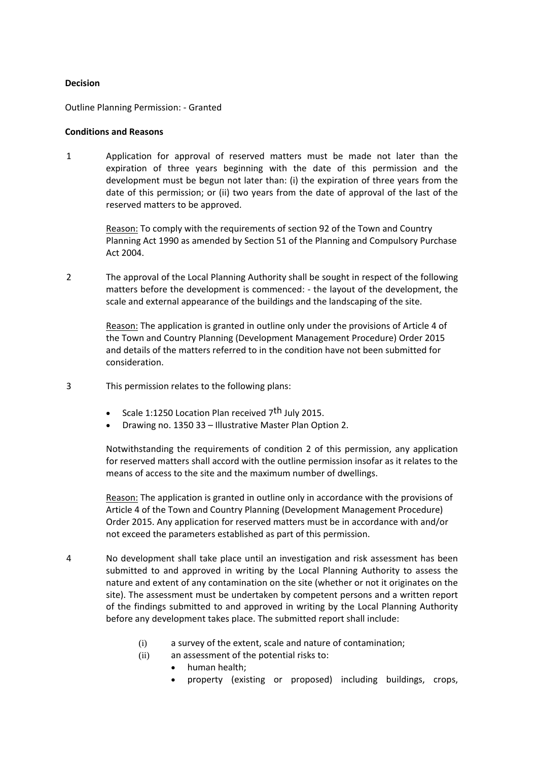**Decision**

Outline Planning Permission: - Granted

**Conditions and Reasons**

1 Application for approval of reserved matters must be made not later than the expiration of three years beginning with the date of this permission and the development must be begun not later than: (i) the expiration of three years from the date of this permission; or (ii) two years from the date of approval of the last of the reserved matters to be approved.

   Reason: To comply with the requirements of section 92 of the Town and Country Planning Act 1990 as amended by Section 51 of the Planning and Compulsory Purchase Act 2004.

2 The approval of the Local Planning Authority shall be sought in respect of the following matters before the development is commenced: - the layout of the development, the scale and external appearance of the buildings and the landscaping of the site.

   Reason: The application is granted in outline only under the provisions of Article 4 of the Town and Country Planning (Development Management Procedure) Order 2015 and details of the matters referred to in the condition have not been submitted for consideration.

3 This permission relates to the following plans:

   - Scale 1:1250 Location Plan received 7th July 2015.
   - Drawing no. 1350 33 – Illustrative Master Plan Option 2.

   Notwithstanding the requirements of condition 2 of this permission, any application for reserved matters shall accord with the outline permission insofar as it relates to the means of access to the site and the maximum number of dwellings.

   Reason: The application is granted in outline only in accordance with the provisions of Article 4 of the Town and Country Planning (Development Management Procedure) Order 2015. Any application for reserved matters must be in accordance with and/or not exceed the parameters established as part of this permission.

4 No development shall take place until an investigation and risk assessment has been submitted to and approved in writing by the Local Planning Authority to assess the nature and extent of any contamination on the site (whether or not it originates on the site). The assessment must be undertaken by competent persons and a written report of the findings submitted to and approved in writing by the Local Planning Authority before any development takes place. The submitted report shall include:

   (i) a survey of the extent, scale and nature of contamination;
   (ii) an assessment of the potential risks to:
      - human health;
      - property (existing or proposed) including buildings, crops,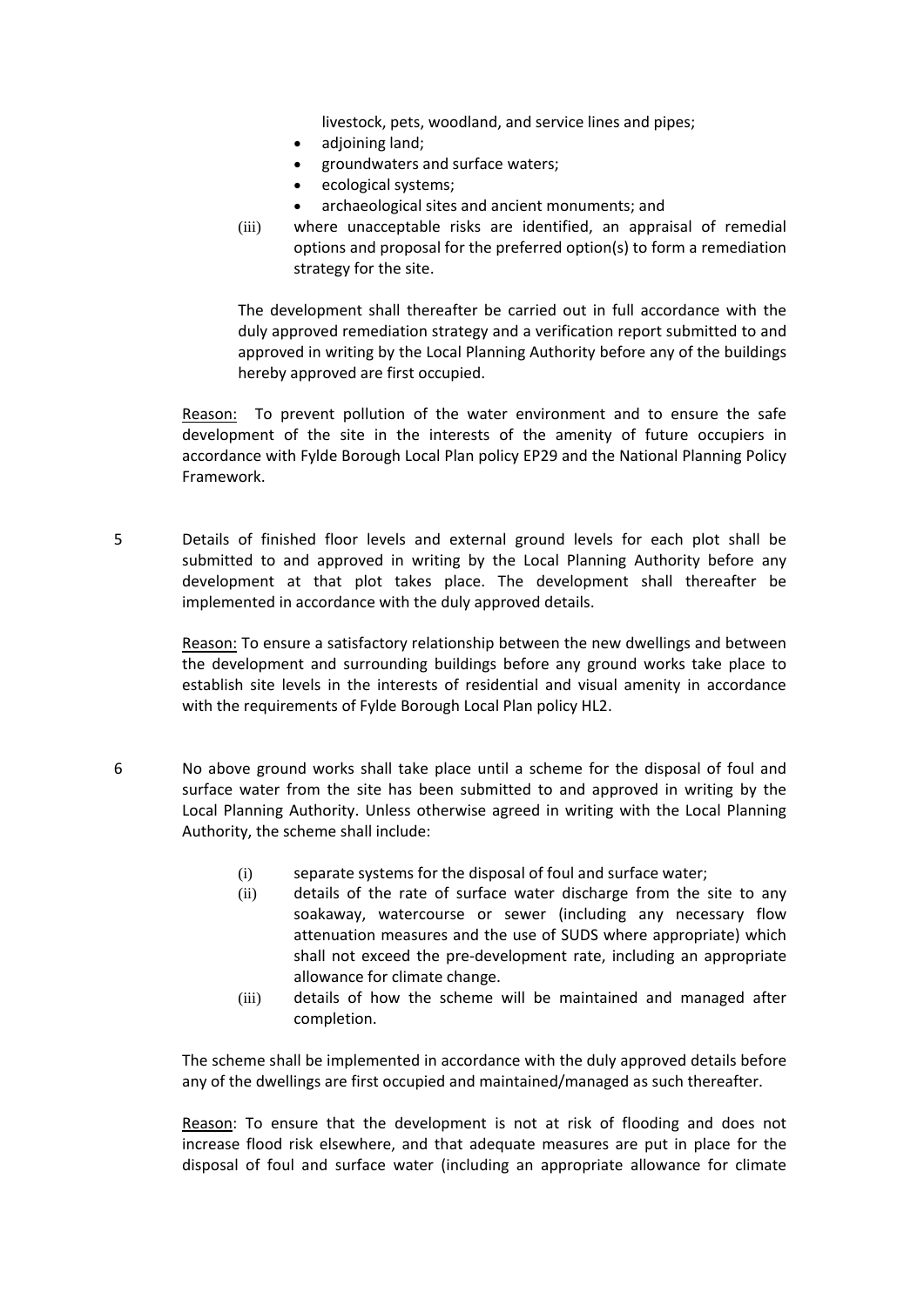livestock, pets, woodland, and service lines and pipes;

- adjoining land;
- groundwaters and surface waters;
- ecological systems;
- archaeological sites and ancient monuments; and

(iii) where unacceptable risks are identified, an appraisal of remedial options and proposal for the preferred option(s) to form a remediation strategy for the site.

The development shall thereafter be carried out in full accordance with the duly approved remediation strategy and a verification report submitted to and approved in writing by the Local Planning Authority before any of the buildings hereby approved are first occupied.

Reason: To prevent pollution of the water environment and to ensure the safe development of the site in the interests of the amenity of future occupiers in accordance with Fylde Borough Local Plan policy EP29 and the National Planning Policy Framework.

5 Details of finished floor levels and external ground levels for each plot shall be submitted to and approved in writing by the Local Planning Authority before any development at that plot takes place. The development shall thereafter be implemented in accordance with the duly approved details.

Reason: To ensure a satisfactory relationship between the new dwellings and between the development and surrounding buildings before any ground works take place to establish site levels in the interests of residential and visual amenity in accordance with the requirements of Fylde Borough Local Plan policy HL2.

6 No above ground works shall take place until a scheme for the disposal of foul and surface water from the site has been submitted to and approved in writing by the Local Planning Authority. Unless otherwise agreed in writing with the Local Planning Authority, the scheme shall include:

(i) separate systems for the disposal of foul and surface water;

(ii) details of the rate of surface water discharge from the site to any soakaway, watercourse or sewer (including any necessary flow attenuation measures and the use of SUDS where appropriate) which shall not exceed the pre-development rate, including an appropriate allowance for climate change.

(iii) details of how the scheme will be maintained and managed after completion.

The scheme shall be implemented in accordance with the duly approved details before any of the dwellings are first occupied and maintained/managed as such thereafter.

Reason: To ensure that the development is not at risk of flooding and does not increase flood risk elsewhere, and that adequate measures are put in place for the disposal of foul and surface water (including an appropriate allowance for climate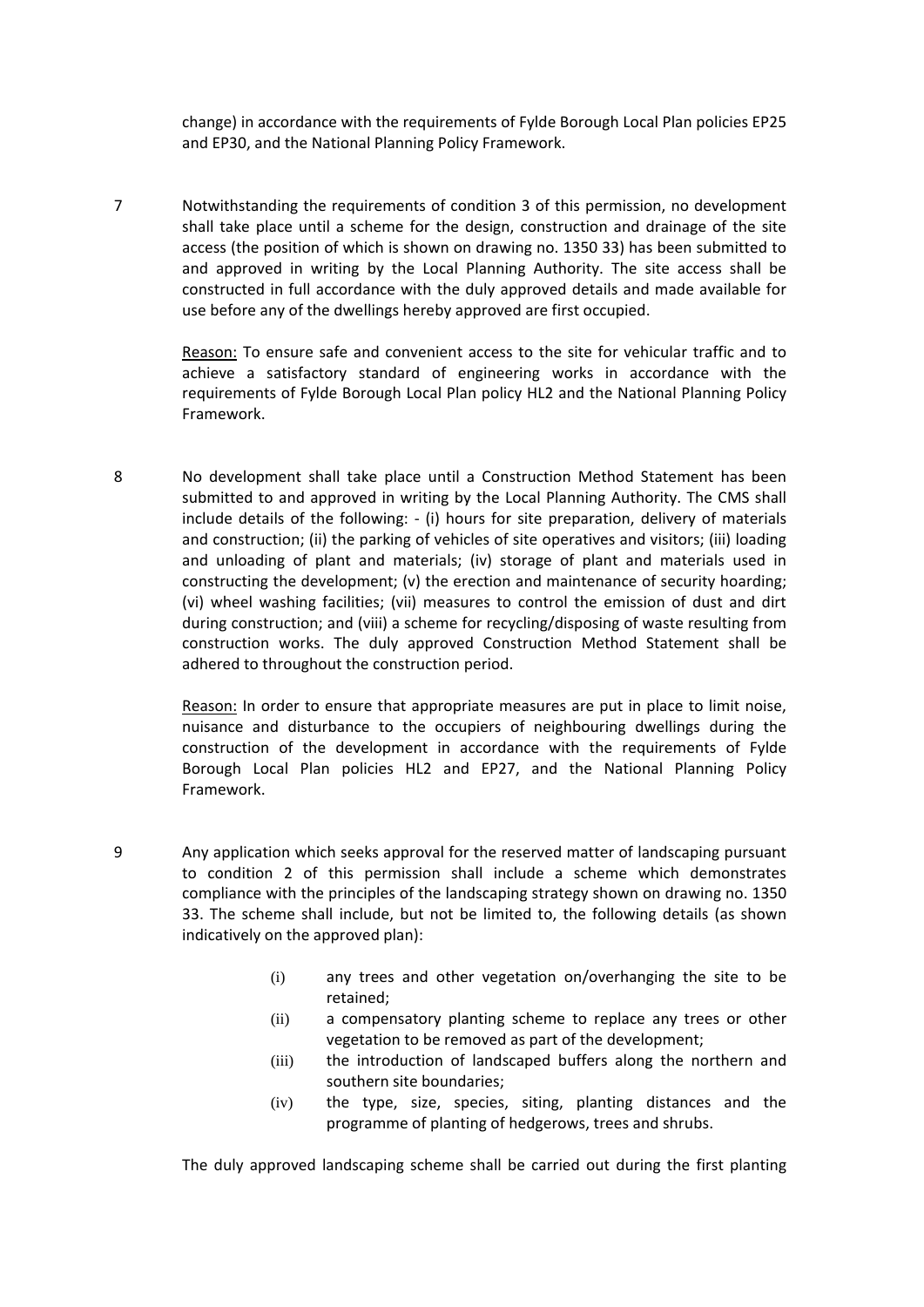change) in accordance with the requirements of Fylde Borough Local Plan policies EP25 and EP30, and the National Planning Policy Framework.

7 Notwithstanding the requirements of condition 3 of this permission, no development shall take place until a scheme for the design, construction and drainage of the site access (the position of which is shown on drawing no. 1350 33) has been submitted to and approved in writing by the Local Planning Authority. The site access shall be constructed in full accordance with the duly approved details and made available for use before any of the dwellings hereby approved are first occupied.

Reason: To ensure safe and convenient access to the site for vehicular traffic and to achieve a satisfactory standard of engineering works in accordance with the requirements of Fylde Borough Local Plan policy HL2 and the National Planning Policy Framework.

8 No development shall take place until a Construction Method Statement has been submitted to and approved in writing by the Local Planning Authority. The CMS shall include details of the following: - (i) hours for site preparation, delivery of materials and construction; (ii) the parking of vehicles of site operatives and visitors; (iii) loading and unloading of plant and materials; (iv) storage of plant and materials used in constructing the development; (v) the erection and maintenance of security hoarding; (vi) wheel washing facilities; (vii) measures to control the emission of dust and dirt during construction; and (viii) a scheme for recycling/disposing of waste resulting from construction works. The duly approved Construction Method Statement shall be adhered to throughout the construction period.

Reason: In order to ensure that appropriate measures are put in place to limit noise, nuisance and disturbance to the occupiers of neighbouring dwellings during the construction of the development in accordance with the requirements of Fylde Borough Local Plan policies HL2 and EP27, and the National Planning Policy Framework.

9 Any application which seeks approval for the reserved matter of landscaping pursuant to condition 2 of this permission shall include a scheme which demonstrates compliance with the principles of the landscaping strategy shown on drawing no. 1350 33. The scheme shall include, but not be limited to, the following details (as shown indicatively on the approved plan):

- (i) any trees and other vegetation on/overhanging the site to be retained;
- (ii) a compensatory planting scheme to replace any trees or other vegetation to be removed as part of the development;
- (iii) the introduction of landscaped buffers along the northern and southern site boundaries;
- (iv) the type, size, species, siting, planting distances and the programme of planting of hedgerows, trees and shrubs.

The duly approved landscaping scheme shall be carried out during the first planting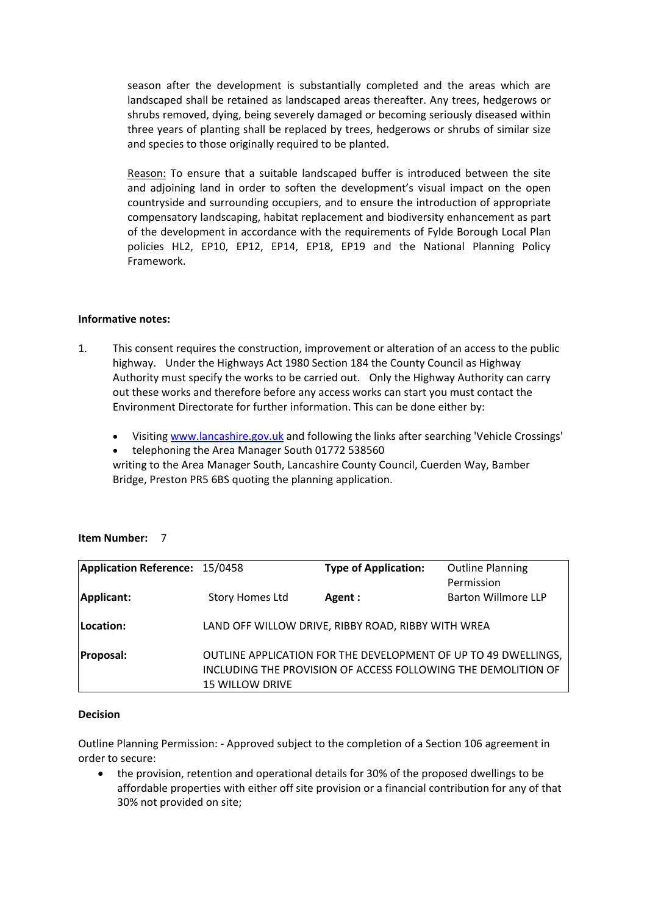season after the development is substantially completed and the areas which are landscaped shall be retained as landscaped areas thereafter. Any trees, hedgerows or shrubs removed, dying, being severely damaged or becoming seriously diseased within three years of planting shall be replaced by trees, hedgerows or shrubs of similar size and species to those originally required to be planted.

Reason: To ensure that a suitable landscaped buffer is introduced between the site and adjoining land in order to soften the development's visual impact on the open countryside and surrounding occupiers, and to ensure the introduction of appropriate compensatory landscaping, habitat replacement and biodiversity enhancement as part of the development in accordance with the requirements of Fylde Borough Local Plan policies HL2, EP10, EP12, EP14, EP18, EP19 and the National Planning Policy Framework.

**Informative notes:**

1. This consent requires the construction, improvement or alteration of an access to the public highway. Under the Highways Act 1980 Section 184 the County Council as Highway Authority must specify the works to be carried out. Only the Highway Authority can carry out these works and therefore before any access works can start you must contact the Environment Directorate for further information. This can be done either by:

   - Visiting www.lancashire.gov.uk and following the links after searching 'Vehicle Crossings'
   - telephoning the Area Manager South 01772 538560

   writing to the Area Manager South, Lancashire County Council, Cuerden Way, Bamber Bridge, Preston PR5 6BS quoting the planning application.

**Item Number:** 7

| **Application Reference:** | 15/0458 | **Type of Application:** | Outline Planning Permission |
|---|---|---|---|
| **Applicant:** | Story Homes Ltd | **Agent :** | Barton Willmore LLP |
| **Location:** | LAND OFF WILLOW DRIVE, RIBBY ROAD, RIBBY WITH WREA | | |
| **Proposal:** | OUTLINE APPLICATION FOR THE DEVELOPMENT OF UP TO 49 DWELLINGS, INCLUDING THE PROVISION OF ACCESS FOLLOWING THE DEMOLITION OF 15 WILLOW DRIVE | | |

**Decision**

Outline Planning Permission: - Approved subject to the completion of a Section 106 agreement in order to secure:

- the provision, retention and operational details for 30% of the proposed dwellings to be affordable properties with either off site provision or a financial contribution for any of that 30% not provided on site;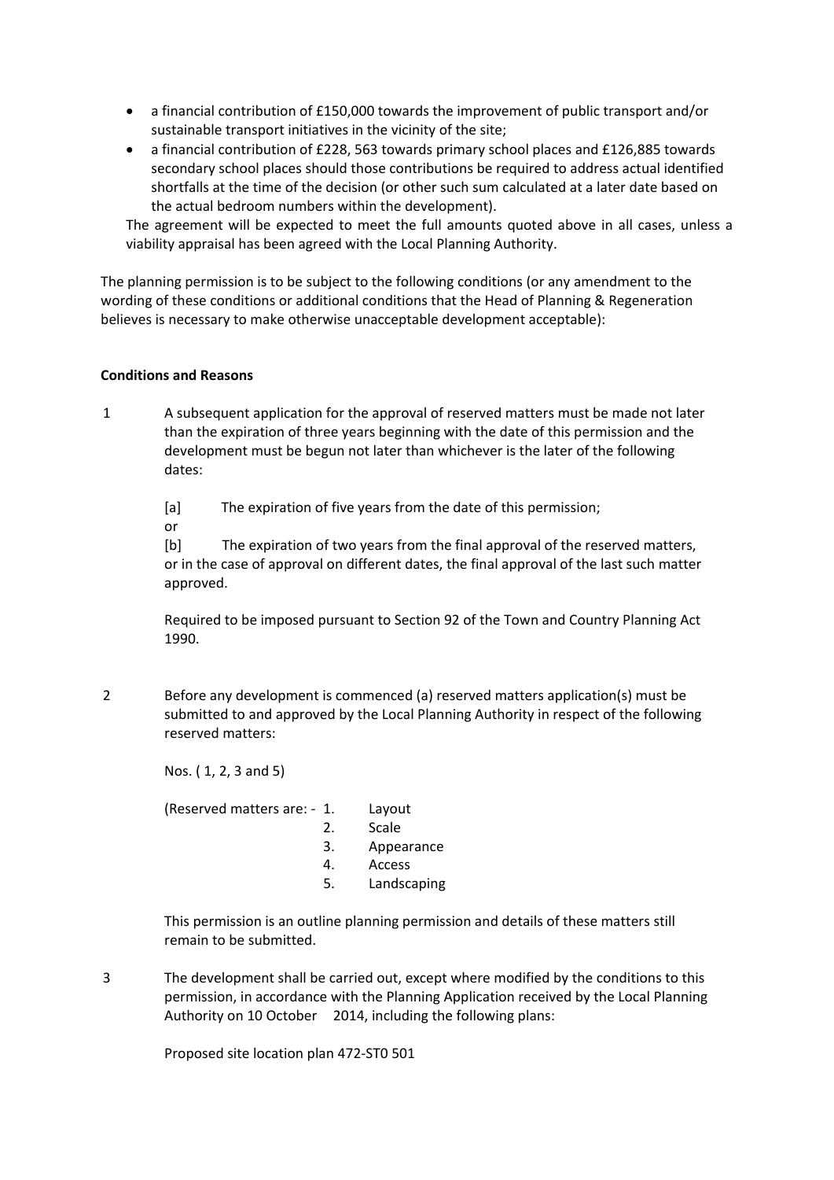- a financial contribution of £150,000 towards the improvement of public transport and/or sustainable transport initiatives in the vicinity of the site;
- a financial contribution of £228, 563 towards primary school places and £126,885 towards secondary school places should those contributions be required to address actual identified shortfalls at the time of the decision (or other such sum calculated at a later date based on the actual bedroom numbers within the development).

The agreement will be expected to meet the full amounts quoted above in all cases, unless a viability appraisal has been agreed with the Local Planning Authority.

The planning permission is to be subject to the following conditions (or any amendment to the wording of these conditions or additional conditions that the Head of Planning & Regeneration believes is necessary to make otherwise unacceptable development acceptable):

**Conditions and Reasons**

1 A subsequent application for the approval of reserved matters must be made not later than the expiration of three years beginning with the date of this permission and the development must be begun not later than whichever is the later of the following dates:

[a] The expiration of five years from the date of this permission;
or
[b] The expiration of two years from the final approval of the reserved matters, or in the case of approval on different dates, the final approval of the last such matter approved.

Required to be imposed pursuant to Section 92 of the Town and Country Planning Act 1990.

2 Before any development is commenced (a) reserved matters application(s) must be submitted to and approved by the Local Planning Authority in respect of the following reserved matters:

Nos. ( 1, 2, 3 and 5)

(Reserved matters are: -
1. Layout
2. Scale
3. Appearance
4. Access
5. Landscaping

This permission is an outline planning permission and details of these matters still remain to be submitted.

3 The development shall be carried out, except where modified by the conditions to this permission, in accordance with the Planning Application received by the Local Planning Authority on 10 October 2014, including the following plans:

Proposed site location plan 472-ST0 501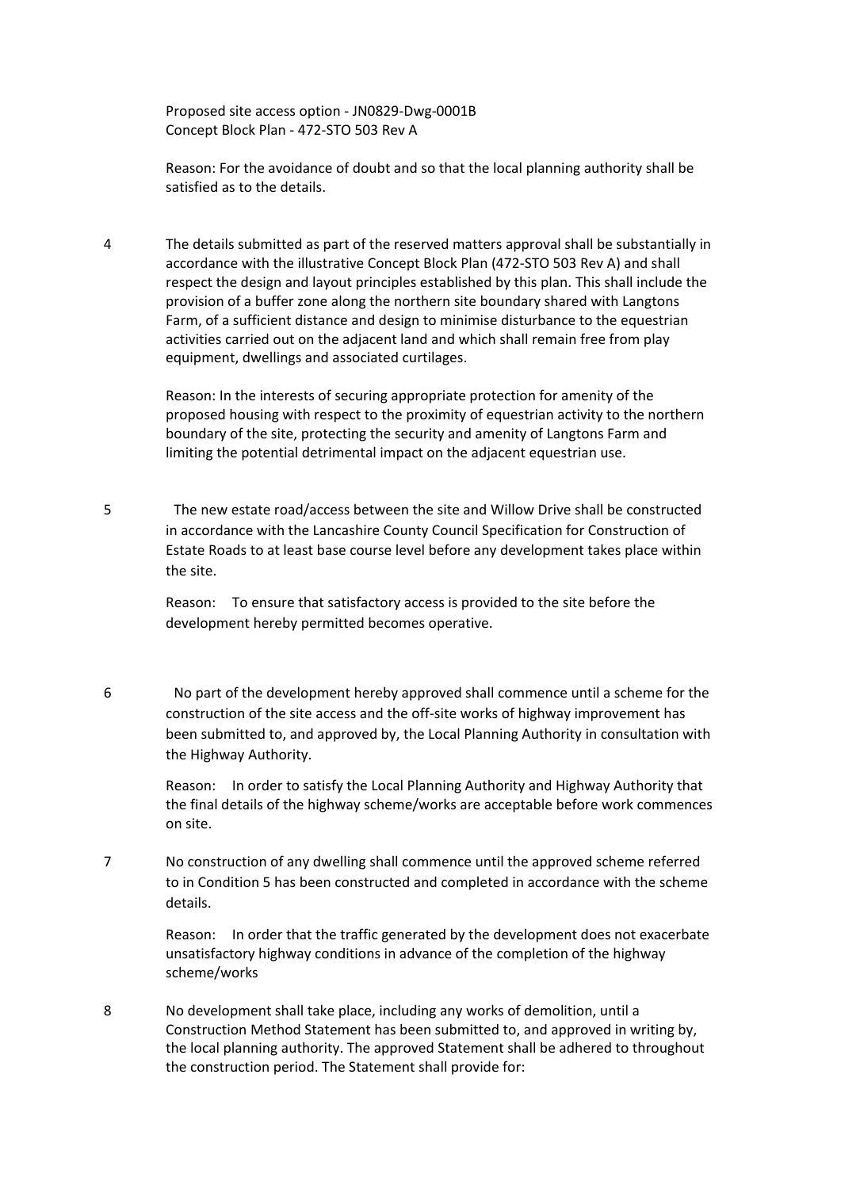Proposed site access option - JN0829-Dwg-0001B
Concept Block Plan - 472-STO 503 Rev A

Reason: For the avoidance of doubt and so that the local planning authority shall be satisfied as to the details.

4 The details submitted as part of the reserved matters approval shall be substantially in accordance with the illustrative Concept Block Plan (472-STO 503 Rev A) and shall respect the design and layout principles established by this plan. This shall include the provision of a buffer zone along the northern site boundary shared with Langtons Farm, of a sufficient distance and design to minimise disturbance to the equestrian activities carried out on the adjacent land and which shall remain free from play equipment, dwellings and associated curtilages.

Reason: In the interests of securing appropriate protection for amenity of the proposed housing with respect to the proximity of equestrian activity to the northern boundary of the site, protecting the security and amenity of Langtons Farm and limiting the potential detrimental impact on the adjacent equestrian use.

5 The new estate road/access between the site and Willow Drive shall be constructed in accordance with the Lancashire County Council Specification for Construction of Estate Roads to at least base course level before any development takes place within the site.

Reason: To ensure that satisfactory access is provided to the site before the development hereby permitted becomes operative.

6 No part of the development hereby approved shall commence until a scheme for the construction of the site access and the off-site works of highway improvement has been submitted to, and approved by, the Local Planning Authority in consultation with the Highway Authority.

Reason: In order to satisfy the Local Planning Authority and Highway Authority that the final details of the highway scheme/works are acceptable before work commences on site.

7 No construction of any dwelling shall commence until the approved scheme referred to in Condition 5 has been constructed and completed in accordance with the scheme details.

Reason: In order that the traffic generated by the development does not exacerbate unsatisfactory highway conditions in advance of the completion of the highway scheme/works

8 No development shall take place, including any works of demolition, until a Construction Method Statement has been submitted to, and approved in writing by, the local planning authority. The approved Statement shall be adhered to throughout the construction period. The Statement shall provide for: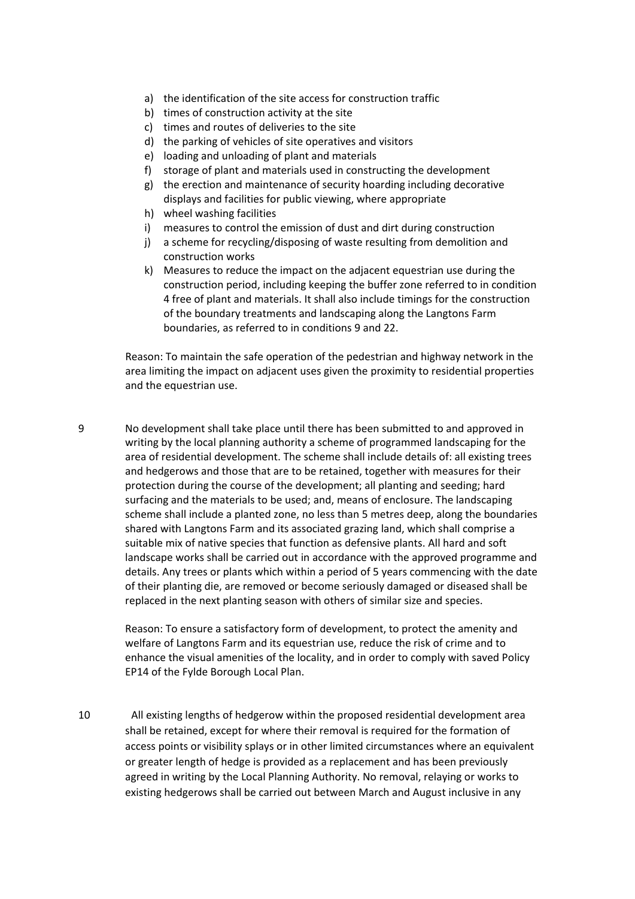a) the identification of the site access for construction traffic
b) times of construction activity at the site
c) times and routes of deliveries to the site
d) the parking of vehicles of site operatives and visitors
e) loading and unloading of plant and materials
f) storage of plant and materials used in constructing the development
g) the erection and maintenance of security hoarding including decorative displays and facilities for public viewing, where appropriate
h) wheel washing facilities
i) measures to control the emission of dust and dirt during construction
j) a scheme for recycling/disposing of waste resulting from demolition and construction works
k) Measures to reduce the impact on the adjacent equestrian use during the construction period, including keeping the buffer zone referred to in condition 4 free of plant and materials. It shall also include timings for the construction of the boundary treatments and landscaping along the Langtons Farm boundaries, as referred to in conditions 9 and 22.

Reason: To maintain the safe operation of the pedestrian and highway network in the area limiting the impact on adjacent uses given the proximity to residential properties and the equestrian use.

9 No development shall take place until there has been submitted to and approved in writing by the local planning authority a scheme of programmed landscaping for the area of residential development. The scheme shall include details of: all existing trees and hedgerows and those that are to be retained, together with measures for their protection during the course of the development; all planting and seeding; hard surfacing and the materials to be used; and, means of enclosure. The landscaping scheme shall include a planted zone, no less than 5 metres deep, along the boundaries shared with Langtons Farm and its associated grazing land, which shall comprise a suitable mix of native species that function as defensive plants. All hard and soft landscape works shall be carried out in accordance with the approved programme and details. Any trees or plants which within a period of 5 years commencing with the date of their planting die, are removed or become seriously damaged or diseased shall be replaced in the next planting season with others of similar size and species.

Reason: To ensure a satisfactory form of development, to protect the amenity and welfare of Langtons Farm and its equestrian use, reduce the risk of crime and to enhance the visual amenities of the locality, and in order to comply with saved Policy EP14 of the Fylde Borough Local Plan.

10 All existing lengths of hedgerow within the proposed residential development area shall be retained, except for where their removal is required for the formation of access points or visibility splays or in other limited circumstances where an equivalent or greater length of hedge is provided as a replacement and has been previously agreed in writing by the Local Planning Authority. No removal, relaying or works to existing hedgerows shall be carried out between March and August inclusive in any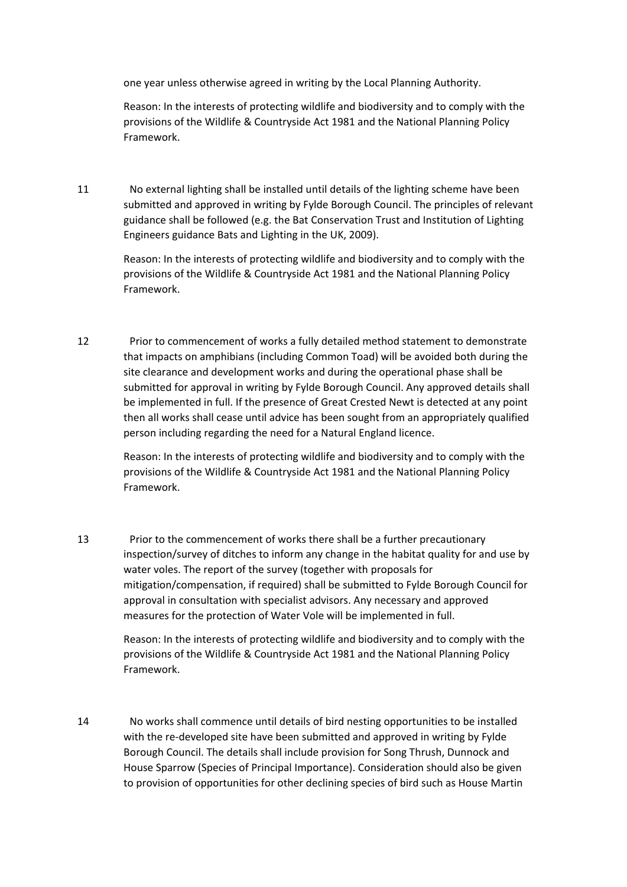one year unless otherwise agreed in writing by the Local Planning Authority.

Reason: In the interests of protecting wildlife and biodiversity and to comply with the provisions of the Wildlife & Countryside Act 1981 and the National Planning Policy Framework.

11 No external lighting shall be installed until details of the lighting scheme have been submitted and approved in writing by Fylde Borough Council. The principles of relevant guidance shall be followed (e.g. the Bat Conservation Trust and Institution of Lighting Engineers guidance Bats and Lighting in the UK, 2009).

Reason: In the interests of protecting wildlife and biodiversity and to comply with the provisions of the Wildlife & Countryside Act 1981 and the National Planning Policy Framework.

12 Prior to commencement of works a fully detailed method statement to demonstrate that impacts on amphibians (including Common Toad) will be avoided both during the site clearance and development works and during the operational phase shall be submitted for approval in writing by Fylde Borough Council. Any approved details shall be implemented in full. If the presence of Great Crested Newt is detected at any point then all works shall cease until advice has been sought from an appropriately qualified person including regarding the need for a Natural England licence.

Reason: In the interests of protecting wildlife and biodiversity and to comply with the provisions of the Wildlife & Countryside Act 1981 and the National Planning Policy Framework.

13 Prior to the commencement of works there shall be a further precautionary inspection/survey of ditches to inform any change in the habitat quality for and use by water voles. The report of the survey (together with proposals for mitigation/compensation, if required) shall be submitted to Fylde Borough Council for approval in consultation with specialist advisors. Any necessary and approved measures for the protection of Water Vole will be implemented in full.

Reason: In the interests of protecting wildlife and biodiversity and to comply with the provisions of the Wildlife & Countryside Act 1981 and the National Planning Policy Framework.

14 No works shall commence until details of bird nesting opportunities to be installed with the re-developed site have been submitted and approved in writing by Fylde Borough Council. The details shall include provision for Song Thrush, Dunnock and House Sparrow (Species of Principal Importance). Consideration should also be given to provision of opportunities for other declining species of bird such as House Martin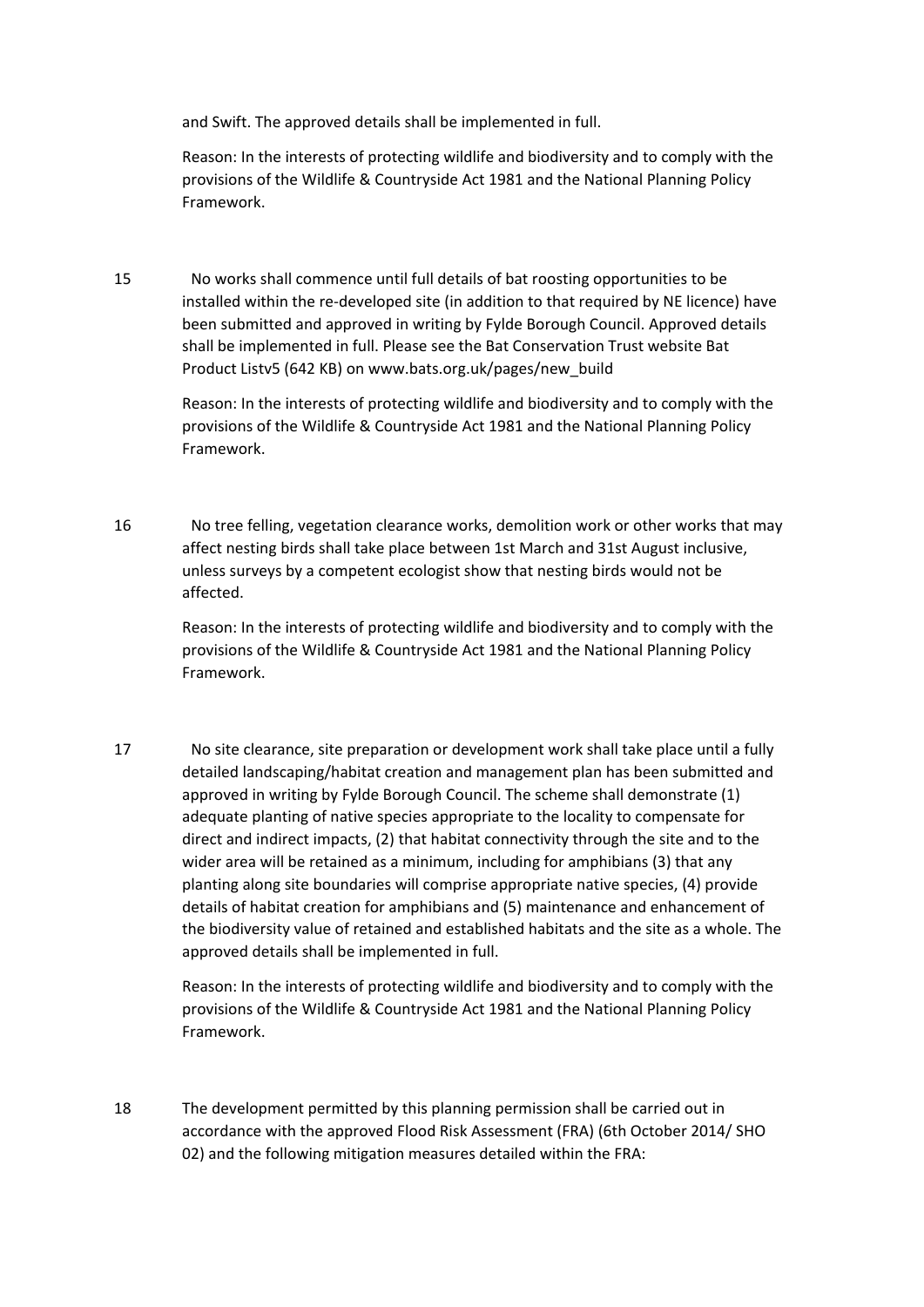and Swift. The approved details shall be implemented in full.

Reason: In the interests of protecting wildlife and biodiversity and to comply with the provisions of the Wildlife & Countryside Act 1981 and the National Planning Policy Framework.

15 No works shall commence until full details of bat roosting opportunities to be installed within the re-developed site (in addition to that required by NE licence) have been submitted and approved in writing by Fylde Borough Council. Approved details shall be implemented in full. Please see the Bat Conservation Trust website Bat Product Listv5 (642 KB) on www.bats.org.uk/pages/new_build

Reason: In the interests of protecting wildlife and biodiversity and to comply with the provisions of the Wildlife & Countryside Act 1981 and the National Planning Policy Framework.

16 No tree felling, vegetation clearance works, demolition work or other works that may affect nesting birds shall take place between 1st March and 31st August inclusive, unless surveys by a competent ecologist show that nesting birds would not be affected.

Reason: In the interests of protecting wildlife and biodiversity and to comply with the provisions of the Wildlife & Countryside Act 1981 and the National Planning Policy Framework.

17 No site clearance, site preparation or development work shall take place until a fully detailed landscaping/habitat creation and management plan has been submitted and approved in writing by Fylde Borough Council. The scheme shall demonstrate (1) adequate planting of native species appropriate to the locality to compensate for direct and indirect impacts, (2) that habitat connectivity through the site and to the wider area will be retained as a minimum, including for amphibians (3) that any planting along site boundaries will comprise appropriate native species, (4) provide details of habitat creation for amphibians and (5) maintenance and enhancement of the biodiversity value of retained and established habitats and the site as a whole. The approved details shall be implemented in full.

Reason: In the interests of protecting wildlife and biodiversity and to comply with the provisions of the Wildlife & Countryside Act 1981 and the National Planning Policy Framework.

18 The development permitted by this planning permission shall be carried out in accordance with the approved Flood Risk Assessment (FRA) (6th October 2014/ SHO 02) and the following mitigation measures detailed within the FRA: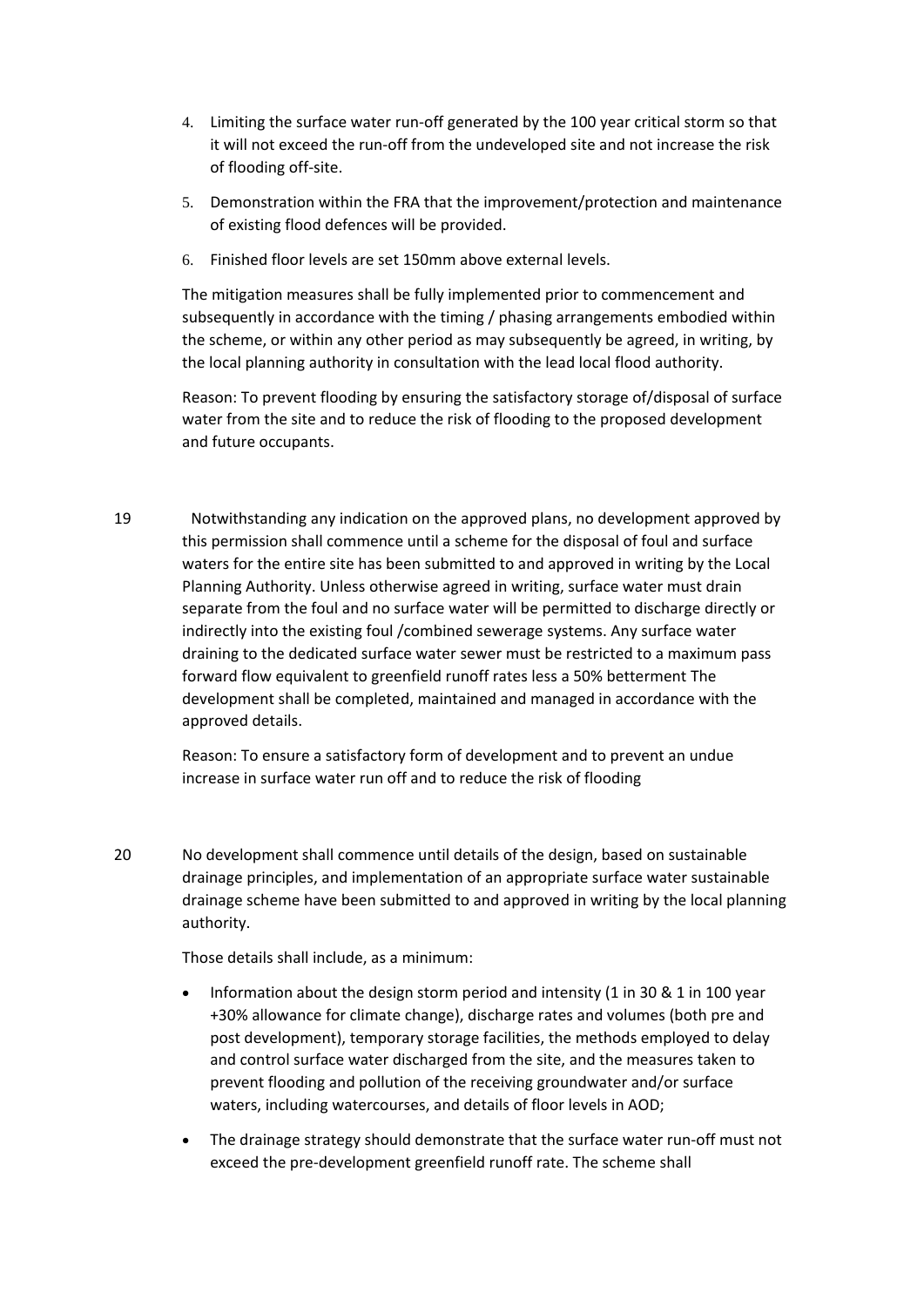4. Limiting the surface water run-off generated by the 100 year critical storm so that it will not exceed the run-off from the undeveloped site and not increase the risk of flooding off-site.
5. Demonstration within the FRA that the improvement/protection and maintenance of existing flood defences will be provided.
6. Finished floor levels are set 150mm above external levels.

The mitigation measures shall be fully implemented prior to commencement and subsequently in accordance with the timing / phasing arrangements embodied within the scheme, or within any other period as may subsequently be agreed, in writing, by the local planning authority in consultation with the lead local flood authority.

Reason: To prevent flooding by ensuring the satisfactory storage of/disposal of surface water from the site and to reduce the risk of flooding to the proposed development and future occupants.

19 Notwithstanding any indication on the approved plans, no development approved by this permission shall commence until a scheme for the disposal of foul and surface waters for the entire site has been submitted to and approved in writing by the Local Planning Authority. Unless otherwise agreed in writing, surface water must drain separate from the foul and no surface water will be permitted to discharge directly or indirectly into the existing foul /combined sewerage systems. Any surface water draining to the dedicated surface water sewer must be restricted to a maximum pass forward flow equivalent to greenfield runoff rates less a 50% betterment The development shall be completed, maintained and managed in accordance with the approved details.

Reason: To ensure a satisfactory form of development and to prevent an undue increase in surface water run off and to reduce the risk of flooding

20 No development shall commence until details of the design, based on sustainable drainage principles, and implementation of an appropriate surface water sustainable drainage scheme have been submitted to and approved in writing by the local planning authority.

Those details shall include, as a minimum:

- Information about the design storm period and intensity (1 in 30 & 1 in 100 year +30% allowance for climate change), discharge rates and volumes (both pre and post development), temporary storage facilities, the methods employed to delay and control surface water discharged from the site, and the measures taken to prevent flooding and pollution of the receiving groundwater and/or surface waters, including watercourses, and details of floor levels in AOD;
- The drainage strategy should demonstrate that the surface water run-off must not exceed the pre-development greenfield runoff rate. The scheme shall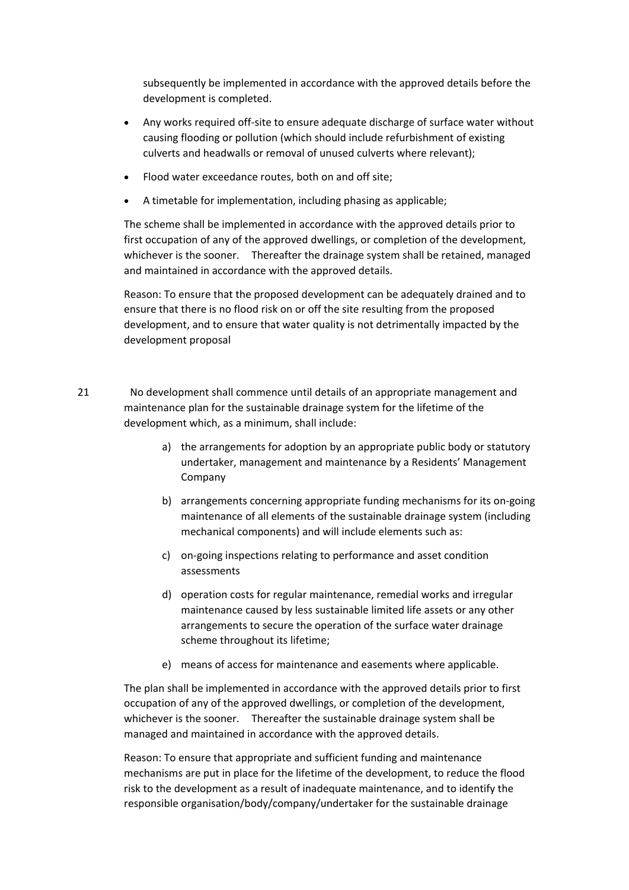subsequently be implemented in accordance with the approved details before the development is completed.

- Any works required off-site to ensure adequate discharge of surface water without causing flooding or pollution (which should include refurbishment of existing culverts and headwalls or removal of unused culverts where relevant);
- Flood water exceedance routes, both on and off site;
- A timetable for implementation, including phasing as applicable;

The scheme shall be implemented in accordance with the approved details prior to first occupation of any of the approved dwellings, or completion of the development, whichever is the sooner. Thereafter the drainage system shall be retained, managed and maintained in accordance with the approved details.

Reason: To ensure that the proposed development can be adequately drained and to ensure that there is no flood risk on or off the site resulting from the proposed development, and to ensure that water quality is not detrimentally impacted by the development proposal

21 No development shall commence until details of an appropriate management and maintenance plan for the sustainable drainage system for the lifetime of the development which, as a minimum, shall include:

a) the arrangements for adoption by an appropriate public body or statutory undertaker, management and maintenance by a Residents' Management Company

b) arrangements concerning appropriate funding mechanisms for its on-going maintenance of all elements of the sustainable drainage system (including mechanical components) and will include elements such as:

c) on-going inspections relating to performance and asset condition assessments

d) operation costs for regular maintenance, remedial works and irregular maintenance caused by less sustainable limited life assets or any other arrangements to secure the operation of the surface water drainage scheme throughout its lifetime;

e) means of access for maintenance and easements where applicable.

The plan shall be implemented in accordance with the approved details prior to first occupation of any of the approved dwellings, or completion of the development, whichever is the sooner. Thereafter the sustainable drainage system shall be managed and maintained in accordance with the approved details.

Reason: To ensure that appropriate and sufficient funding and maintenance mechanisms are put in place for the lifetime of the development, to reduce the flood risk to the development as a result of inadequate maintenance, and to identify the responsible organisation/body/company/undertaker for the sustainable drainage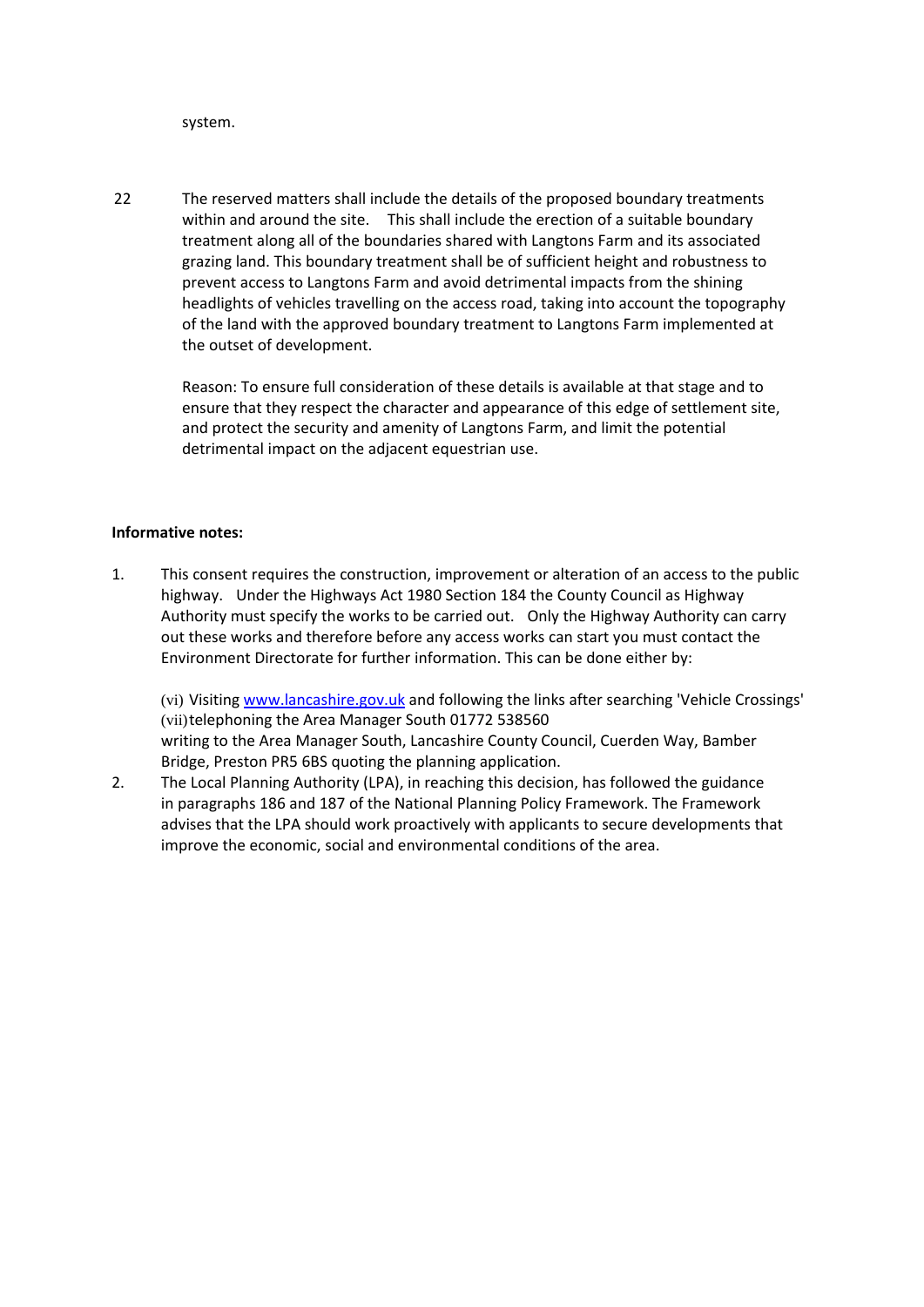system.

22 The reserved matters shall include the details of the proposed boundary treatments within and around the site. This shall include the erection of a suitable boundary treatment along all of the boundaries shared with Langtons Farm and its associated grazing land. This boundary treatment shall be of sufficient height and robustness to prevent access to Langtons Farm and avoid detrimental impacts from the shining headlights of vehicles travelling on the access road, taking into account the topography of the land with the approved boundary treatment to Langtons Farm implemented at the outset of development.

Reason: To ensure full consideration of these details is available at that stage and to ensure that they respect the character and appearance of this edge of settlement site, and protect the security and amenity of Langtons Farm, and limit the potential detrimental impact on the adjacent equestrian use.

**Informative notes:**

1. This consent requires the construction, improvement or alteration of an access to the public highway. Under the Highways Act 1980 Section 184 the County Council as Highway Authority must specify the works to be carried out. Only the Highway Authority can carry out these works and therefore before any access works can start you must contact the Environment Directorate for further information. This can be done either by:

   (vi) Visiting www.lancashire.gov.uk and following the links after searching 'Vehicle Crossings'
   (vii) telephoning the Area Manager South 01772 538560
   writing to the Area Manager South, Lancashire County Council, Cuerden Way, Bamber Bridge, Preston PR5 6BS quoting the planning application.

2. The Local Planning Authority (LPA), in reaching this decision, has followed the guidance in paragraphs 186 and 187 of the National Planning Policy Framework. The Framework advises that the LPA should work proactively with applicants to secure developments that improve the economic, social and environmental conditions of the area.